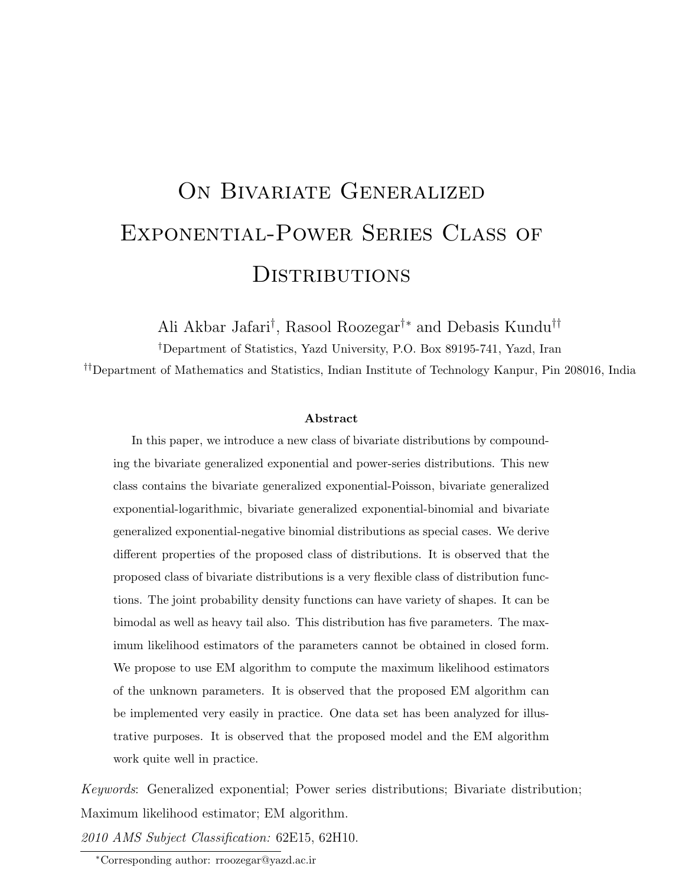# On Bivariate Generalized Exponential-Power Series Class of Distributions

Ali Akbar Jafari[†], Rasool Roozegar[†*] and Debasis Kundu[††]

[†]Department of Statistics, Yazd University, P.O. Box 89195-741, Yazd, Iran

[††]Department of Mathematics and Statistics, Indian Institute of Technology Kanpur, Pin 208016, India

**Abstract**

In this paper, we introduce a new class of bivariate distributions by compounding the bivariate generalized exponential and power-series distributions. This new class contains the bivariate generalized exponential-Poisson, bivariate generalized exponential-logarithmic, bivariate generalized exponential-binomial and bivariate generalized exponential-negative binomial distributions as special cases. We derive different properties of the proposed class of distributions. It is observed that the proposed class of bivariate distributions is a very flexible class of distribution functions. The joint probability density functions can have variety of shapes. It can be bimodal as well as heavy tail also. This distribution has five parameters. The maximum likelihood estimators of the parameters cannot be obtained in closed form. We propose to use EM algorithm to compute the maximum likelihood estimators of the unknown parameters. It is observed that the proposed EM algorithm can be implemented very easily in practice. One data set has been analyzed for illustrative purposes. It is observed that the proposed model and the EM algorithm work quite well in practice.

*Keywords*: Generalized exponential; Power series distributions; Bivariate distribution; Maximum likelihood estimator; EM algorithm.

*2010 AMS Subject Classification:* 62E15, 62H10.

[*]Corresponding author: rroozegar@yazd.ac.ir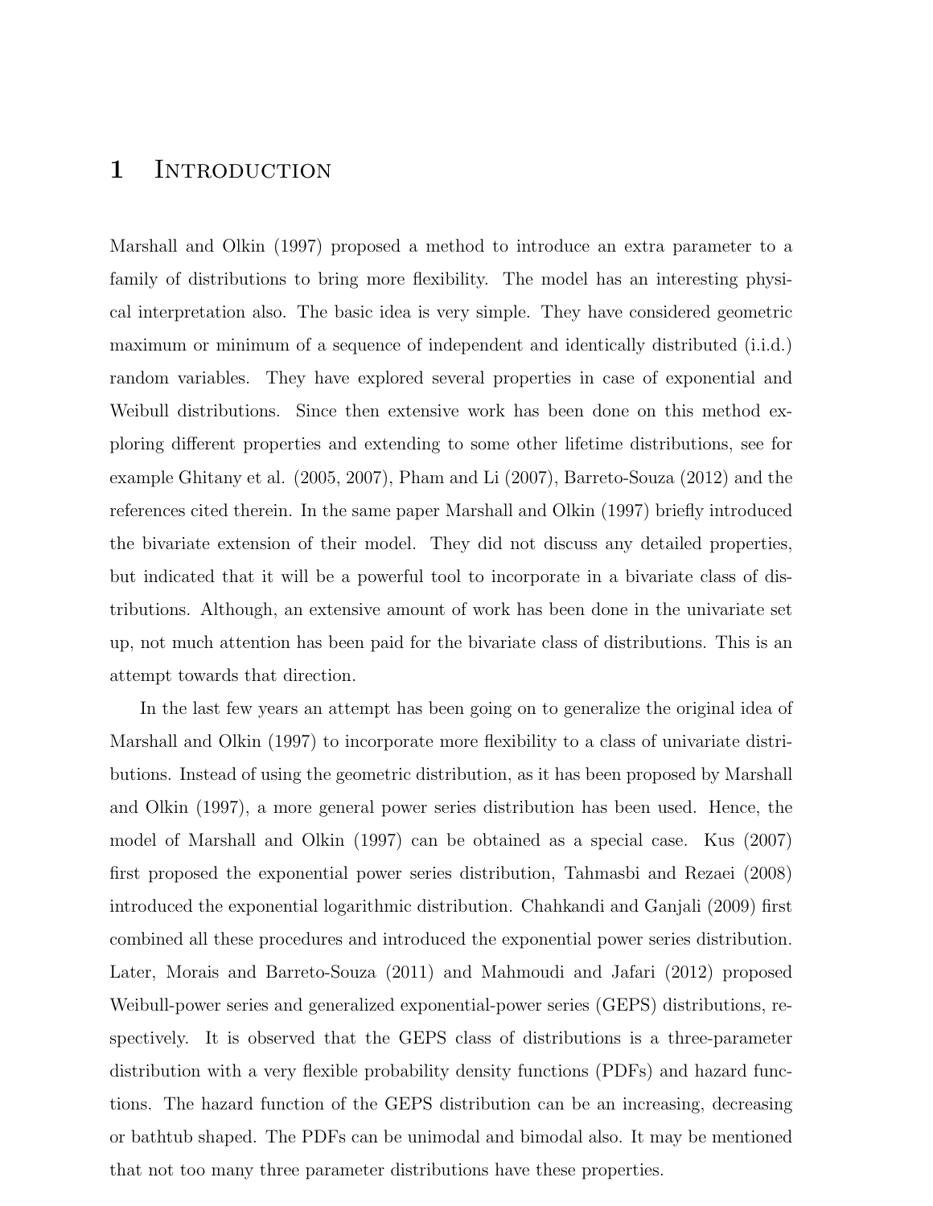# 1 Introduction

Marshall and Olkin (1997) proposed a method to introduce an extra parameter to a family of distributions to bring more flexibility. The model has an interesting physical interpretation also. The basic idea is very simple. They have considered geometric maximum or minimum of a sequence of independent and identically distributed (i.i.d.) random variables. They have explored several properties in case of exponential and Weibull distributions. Since then extensive work has been done on this method exploring different properties and extending to some other lifetime distributions, see for example Ghitany et al. (2005, 2007), Pham and Li (2007), Barreto-Souza (2012) and the references cited therein. In the same paper Marshall and Olkin (1997) briefly introduced the bivariate extension of their model. They did not discuss any detailed properties, but indicated that it will be a powerful tool to incorporate in a bivariate class of distributions. Although, an extensive amount of work has been done in the univariate set up, not much attention has been paid for the bivariate class of distributions. This is an attempt towards that direction.

In the last few years an attempt has been going on to generalize the original idea of Marshall and Olkin (1997) to incorporate more flexibility to a class of univariate distributions. Instead of using the geometric distribution, as it has been proposed by Marshall and Olkin (1997), a more general power series distribution has been used. Hence, the model of Marshall and Olkin (1997) can be obtained as a special case. Kus (2007) first proposed the exponential power series distribution, Tahmasbi and Rezaei (2008) introduced the exponential logarithmic distribution. Chahkandi and Ganjali (2009) first combined all these procedures and introduced the exponential power series distribution. Later, Morais and Barreto-Souza (2011) and Mahmoudi and Jafari (2012) proposed Weibull-power series and generalized exponential-power series (GEPS) distributions, respectively. It is observed that the GEPS class of distributions is a three-parameter distribution with a very flexible probability density functions (PDFs) and hazard functions. The hazard function of the GEPS distribution can be an increasing, decreasing or bathtub shaped. The PDFs can be unimodal and bimodal also. It may be mentioned that not too many three parameter distributions have these properties.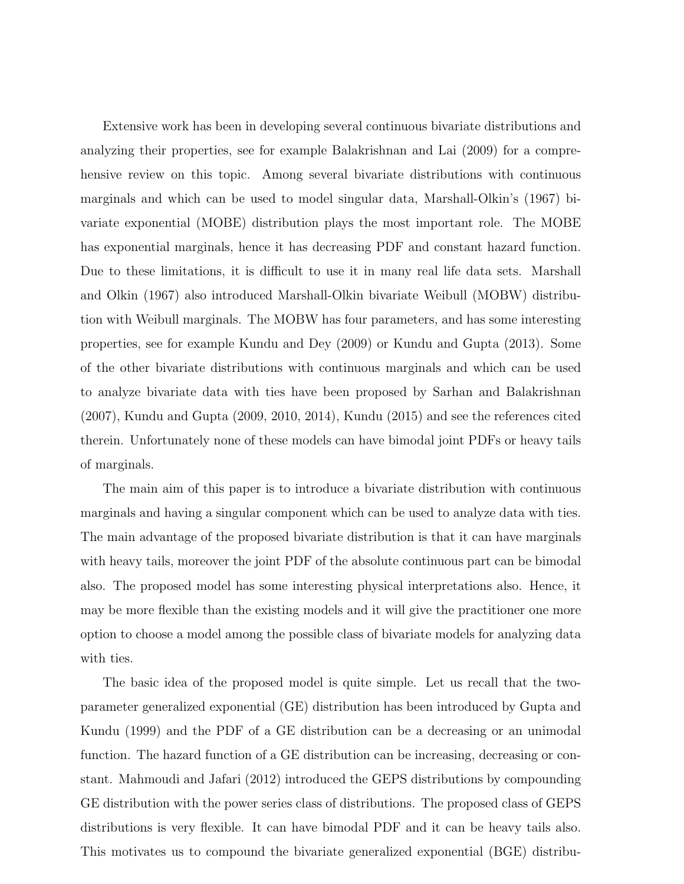Extensive work has been in developing several continuous bivariate distributions and analyzing their properties, see for example Balakrishnan and Lai (2009) for a comprehensive review on this topic. Among several bivariate distributions with continuous marginals and which can be used to model singular data, Marshall-Olkin's (1967) bivariate exponential (MOBE) distribution plays the most important role. The MOBE has exponential marginals, hence it has decreasing PDF and constant hazard function. Due to these limitations, it is difficult to use it in many real life data sets. Marshall and Olkin (1967) also introduced Marshall-Olkin bivariate Weibull (MOBW) distribution with Weibull marginals. The MOBW has four parameters, and has some interesting properties, see for example Kundu and Dey (2009) or Kundu and Gupta (2013). Some of the other bivariate distributions with continuous marginals and which can be used to analyze bivariate data with ties have been proposed by Sarhan and Balakrishnan (2007), Kundu and Gupta (2009, 2010, 2014), Kundu (2015) and see the references cited therein. Unfortunately none of these models can have bimodal joint PDFs or heavy tails of marginals.

The main aim of this paper is to introduce a bivariate distribution with continuous marginals and having a singular component which can be used to analyze data with ties. The main advantage of the proposed bivariate distribution is that it can have marginals with heavy tails, moreover the joint PDF of the absolute continuous part can be bimodal also. The proposed model has some interesting physical interpretations also. Hence, it may be more flexible than the existing models and it will give the practitioner one more option to choose a model among the possible class of bivariate models for analyzing data with ties.

The basic idea of the proposed model is quite simple. Let us recall that the two-parameter generalized exponential (GE) distribution has been introduced by Gupta and Kundu (1999) and the PDF of a GE distribution can be a decreasing or an unimodal function. The hazard function of a GE distribution can be increasing, decreasing or constant. Mahmoudi and Jafari (2012) introduced the GEPS distributions by compounding GE distribution with the power series class of distributions. The proposed class of GEPS distributions is very flexible. It can have bimodal PDF and it can be heavy tails also. This motivates us to compound the bivariate generalized exponential (BGE) distribu-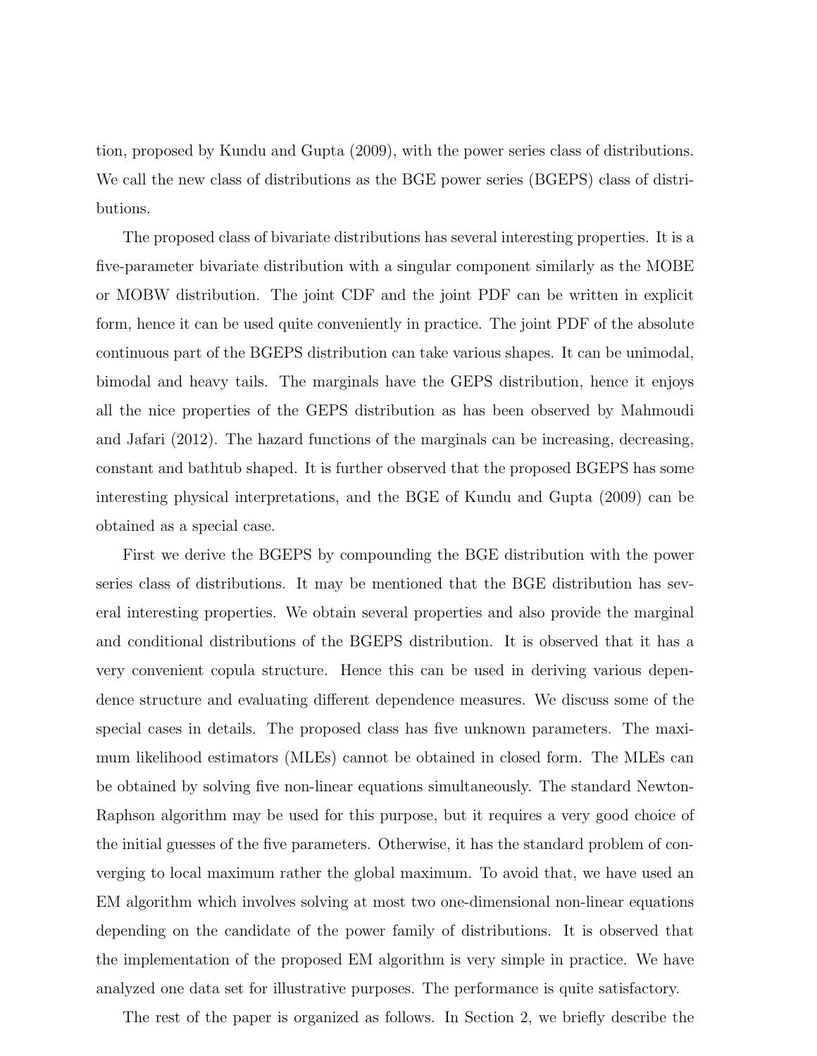tion, proposed by Kundu and Gupta (2009), with the power series class of distributions. We call the new class of distributions as the BGE power series (BGEPS) class of distributions.

The proposed class of bivariate distributions has several interesting properties. It is a five-parameter bivariate distribution with a singular component similarly as the MOBE or MOBW distribution. The joint CDF and the joint PDF can be written in explicit form, hence it can be used quite conveniently in practice. The joint PDF of the absolute continuous part of the BGEPS distribution can take various shapes. It can be unimodal, bimodal and heavy tails. The marginals have the GEPS distribution, hence it enjoys all the nice properties of the GEPS distribution as has been observed by Mahmoudi and Jafari (2012). The hazard functions of the marginals can be increasing, decreasing, constant and bathtub shaped. It is further observed that the proposed BGEPS has some interesting physical interpretations, and the BGE of Kundu and Gupta (2009) can be obtained as a special case.

First we derive the BGEPS by compounding the BGE distribution with the power series class of distributions. It may be mentioned that the BGE distribution has several interesting properties. We obtain several properties and also provide the marginal and conditional distributions of the BGEPS distribution. It is observed that it has a very convenient copula structure. Hence this can be used in deriving various dependence structure and evaluating different dependence measures. We discuss some of the special cases in details. The proposed class has five unknown parameters. The maximum likelihood estimators (MLEs) cannot be obtained in closed form. The MLEs can be obtained by solving five non-linear equations simultaneously. The standard Newton-Raphson algorithm may be used for this purpose, but it requires a very good choice of the initial guesses of the five parameters. Otherwise, it has the standard problem of converging to local maximum rather the global maximum. To avoid that, we have used an EM algorithm which involves solving at most two one-dimensional non-linear equations depending on the candidate of the power family of distributions. It is observed that the implementation of the proposed EM algorithm is very simple in practice. We have analyzed one data set for illustrative purposes. The performance is quite satisfactory.

The rest of the paper is organized as follows. In Section 2, we briefly describe the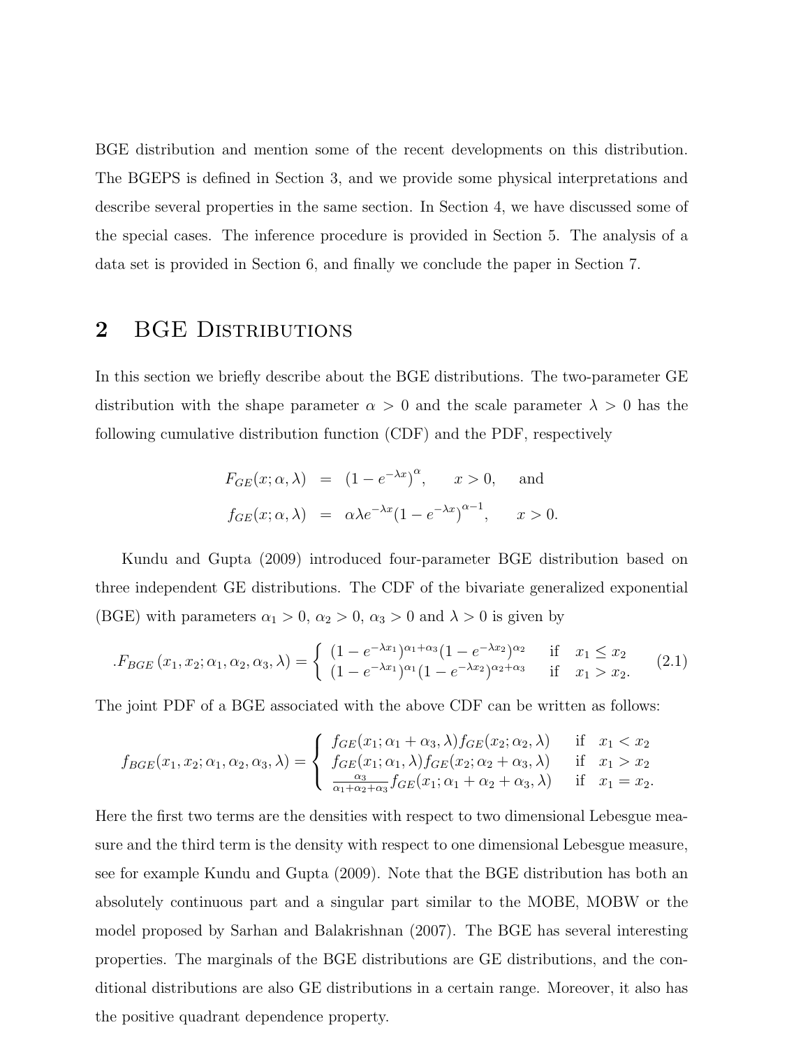BGE distribution and mention some of the recent developments on this distribution. The BGEPS is defined in Section 3, and we provide some physical interpretations and describe several properties in the same section. In Section 4, we have discussed some of the special cases. The inference procedure is provided in Section 5. The analysis of a data set is provided in Section 6, and finally we conclude the paper in Section 7.

## 2 BGE Distributions

In this section we briefly describe about the BGE distributions. The two-parameter GE distribution with the shape parameter $\alpha > 0$ and the scale parameter $\lambda > 0$ has the following cumulative distribution function (CDF) and the PDF, respectively

$$
\begin{aligned}
F_{GE}(x;\alpha,\lambda) &= (1-e^{-\lambda x})^{\alpha}, \qquad x>0, \qquad \text{and} \\
f_{GE}(x;\alpha,\lambda) &= \alpha\lambda e^{-\lambda x}(1-e^{-\lambda x})^{\alpha-1}, \qquad x>0.
\end{aligned}
$$

Kundu and Gupta (2009) introduced four-parameter BGE distribution based on three independent GE distributions. The CDF of the bivariate generalized exponential (BGE) with parameters $\alpha_1 > 0$, $\alpha_2 > 0$, $\alpha_3 > 0$ and $\lambda > 0$ is given by

$$
.F_{BGE}(x_1,x_2;\alpha_1,\alpha_2,\alpha_3,\lambda) = \begin{cases} (1-e^{-\lambda x_1})^{\alpha_1+\alpha_3}(1-e^{-\lambda x_2})^{\alpha_2} & \text{if} \quad x_1 \le x_2 \\ (1-e^{-\lambda x_1})^{\alpha_1}(1-e^{-\lambda x_2})^{\alpha_2+\alpha_3} & \text{if} \quad x_1 > x_2. \end{cases} \tag{2.1}
$$

The joint PDF of a BGE associated with the above CDF can be written as follows:

$$
f_{BGE}(x_1,x_2;\alpha_1,\alpha_2,\alpha_3,\lambda) = \begin{cases} f_{GE}(x_1;\alpha_1+\alpha_3,\lambda) f_{GE}(x_2;\alpha_2,\lambda) & \text{if} \quad x_1 < x_2 \\ f_{GE}(x_1;\alpha_1,\lambda) f_{GE}(x_2;\alpha_2+\alpha_3,\lambda) & \text{if} \quad x_1 > x_2 \\ \frac{\alpha_3}{\alpha_1+\alpha_2+\alpha_3} f_{GE}(x_1;\alpha_1+\alpha_2+\alpha_3,\lambda) & \text{if} \quad x_1 = x_2. \end{cases}
$$

Here the first two terms are the densities with respect to two dimensional Lebesgue measure and the third term is the density with respect to one dimensional Lebesgue measure, see for example Kundu and Gupta (2009). Note that the BGE distribution has both an absolutely continuous part and a singular part similar to the MOBE, MOBW or the model proposed by Sarhan and Balakrishnan (2007). The BGE has several interesting properties. The marginals of the BGE distributions are GE distributions, and the conditional distributions are also GE distributions in a certain range. Moreover, it also has the positive quadrant dependence property.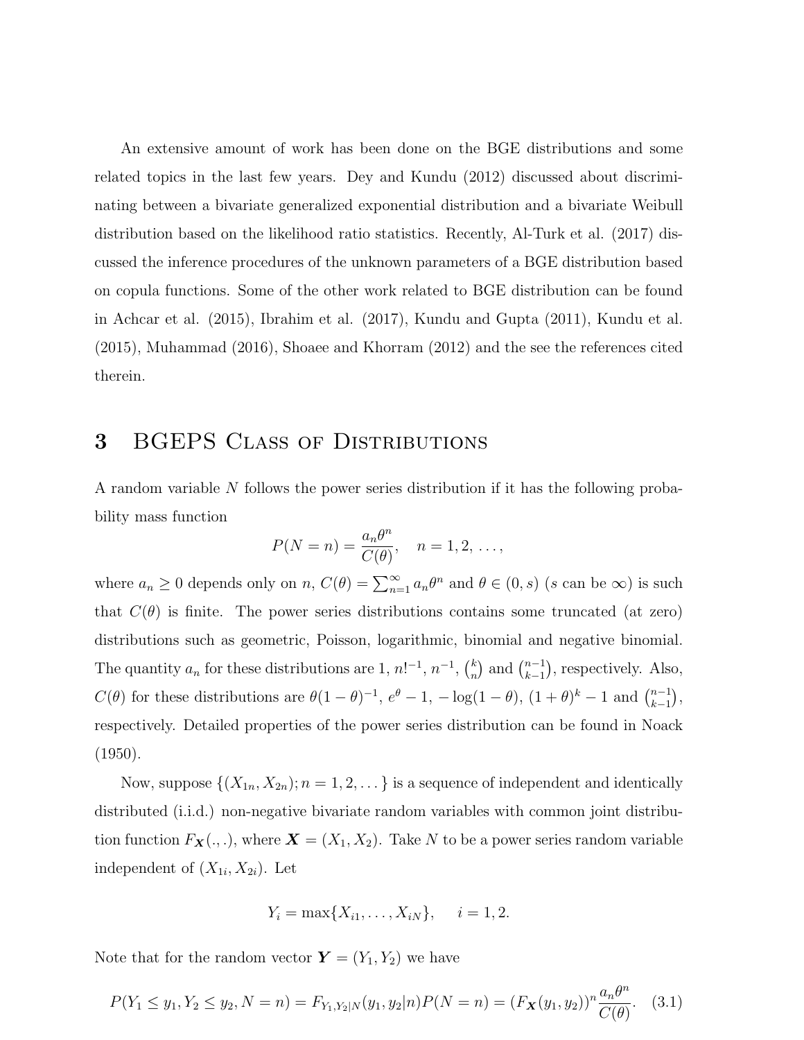An extensive amount of work has been done on the BGE distributions and some related topics in the last few years. Dey and Kundu (2012) discussed about discriminating between a bivariate generalized exponential distribution and a bivariate Weibull distribution based on the likelihood ratio statistics. Recently, Al-Turk et al. (2017) discussed the inference procedures of the unknown parameters of a BGE distribution based on copula functions. Some of the other work related to BGE distribution can be found in Achcar et al. (2015), Ibrahim et al. (2017), Kundu and Gupta (2011), Kundu et al. (2015), Muhammad (2016), Shoaee and Khorram (2012) and the see the references cited therein.

# 3 BGEPS Class of Distributions

A random variable $N$ follows the power series distribution if it has the following probability mass function

$$P(N = n) = \frac{a_n \theta^n}{C(\theta)}, \quad n = 1, 2, \ldots,$$

where $a_n \geq 0$ depends only on $n$, $C(\theta) = \sum_{n=1}^{\infty} a_n \theta^n$ and $\theta \in (0, s)$ ($s$ can be $\infty$) is such that $C(\theta)$ is finite. The power series distributions contains some truncated (at zero) distributions such as geometric, Poisson, logarithmic, binomial and negative binomial. The quantity $a_n$ for these distributions are $1$, $n!^{-1}$, $n^{-1}$, $\binom{k}{n}$ and $\binom{n-1}{k-1}$, respectively. Also, $C(\theta)$ for these distributions are $\theta(1-\theta)^{-1}$, $e^{\theta} - 1$, $-\log(1-\theta)$, $(1+\theta)^k - 1$ and $\binom{n-1}{k-1}$, respectively. Detailed properties of the power series distribution can be found in Noack (1950).

Now, suppose $\{(X_{1n}, X_{2n}); n = 1, 2, \ldots\}$ is a sequence of independent and identically distributed (i.i.d.) non-negative bivariate random variables with common joint distribution function $F_{\boldsymbol{X}}(.,.)$, where $\boldsymbol{X} = (X_1, X_2)$. Take $N$ to be a power series random variable independent of $(X_{1i}, X_{2i})$. Let

$$Y_i = \max\{X_{i1}, \ldots, X_{iN}\}, \quad i = 1, 2.$$

Note that for the random vector $\boldsymbol{Y} = (Y_1, Y_2)$ we have

$$P(Y_1 \leq y_1, Y_2 \leq y_2, N = n) = F_{Y_1,Y_2|N}(y_1, y_2|n)P(N = n) = (F_{\boldsymbol{X}}(y_1, y_2))^n \frac{a_n \theta^n}{C(\theta)}. \quad (3.1)$$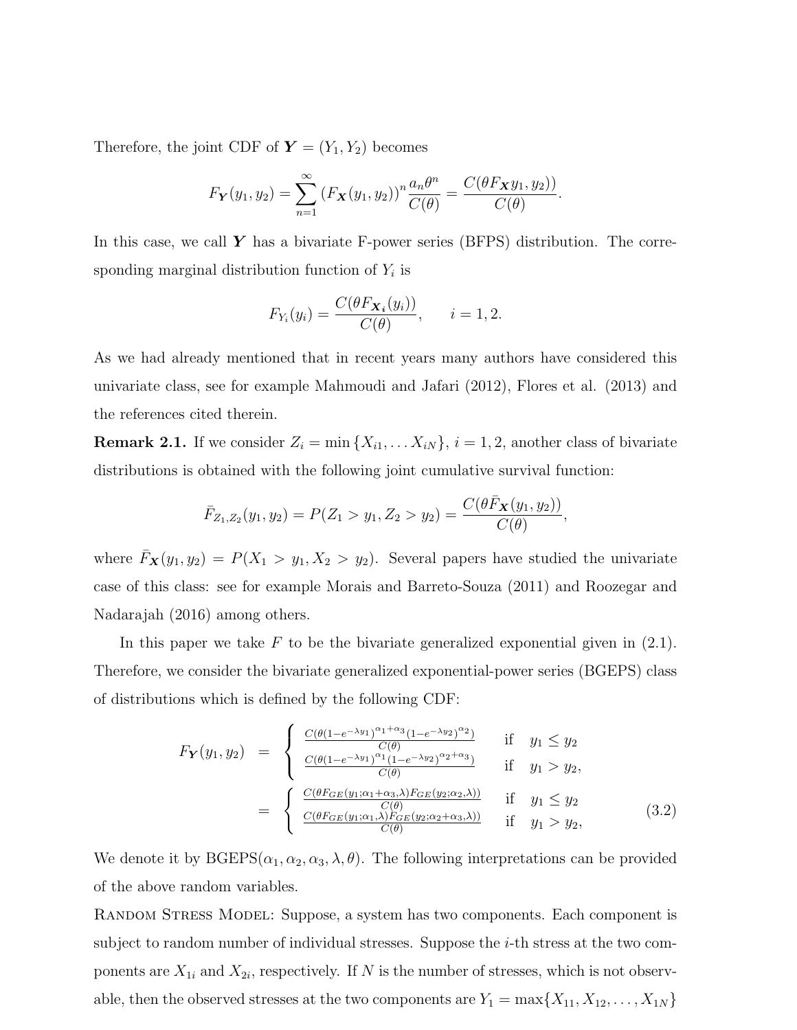Therefore, the joint CDF of $\boldsymbol{Y} = (Y_1, Y_2)$ becomes

$$F_{\boldsymbol{Y}}(y_1, y_2) = \sum_{n=1}^{\infty} (F_{\boldsymbol{X}}(y_1, y_2))^n \frac{a_n \theta^n}{C(\theta)} = \frac{C(\theta F_{\boldsymbol{X}} y_1, y_2))}{C(\theta)}.$$

In this case, we call $\boldsymbol{Y}$ has a bivariate F-power series (BFPS) distribution. The corresponding marginal distribution function of $Y_i$ is

$$F_{Y_i}(y_i) = \frac{C(\theta F_{\boldsymbol{X}_i}(y_i))}{C(\theta)}, \qquad i = 1, 2.$$

As we had already mentioned that in recent years many authors have considered this univariate class, see for example Mahmoudi and Jafari (2012), Flores et al. (2013) and the references cited therein.

**Remark 2.1.** If we consider $Z_i = \min\{X_{i1}, \ldots X_{iN}\}$, $i = 1, 2$, another class of bivariate distributions is obtained with the following joint cumulative survival function:

$$\bar{F}_{Z_1,Z_2}(y_1, y_2) = P(Z_1 > y_1, Z_2 > y_2) = \frac{C(\theta \bar{F}_{\boldsymbol{X}}(y_1, y_2))}{C(\theta)},$$

where $\bar{F}_{\boldsymbol{X}}(y_1, y_2) = P(X_1 > y_1, X_2 > y_2)$. Several papers have studied the univariate case of this class: see for example Morais and Barreto-Souza (2011) and Roozegar and Nadarajah (2016) among others.

In this paper we take $F$ to be the bivariate generalized exponential given in (2.1). Therefore, we consider the bivariate generalized exponential-power series (BGEPS) class of distributions which is defined by the following CDF:

$$\begin{aligned}
F_{\boldsymbol{Y}}(y_1, y_2) &= \begin{cases} \frac{C(\theta(1-e^{-\lambda y_1})^{\alpha_1+\alpha_3}(1-e^{-\lambda y_2})^{\alpha_2})}{C(\theta)} & \text{if} \quad y_1 \le y_2 \\ \frac{C(\theta(1-e^{-\lambda y_1})^{\alpha_1}(1-e^{-\lambda y_2})^{\alpha_2+\alpha_3})}{C(\theta)} & \text{if} \quad y_1 > y_2, \end{cases} \\
&= \begin{cases} \frac{C(\theta F_{GE}(y_1;\alpha_1+\alpha_3,\lambda) F_{GE}(y_2;\alpha_2,\lambda))}{C(\theta)} & \text{if} \quad y_1 \le y_2 \\ \frac{C(\theta F_{GE}(y_1;\alpha_1,\lambda) F_{GE}(y_2;\alpha_2+\alpha_3,\lambda))}{C(\theta)} & \text{if} \quad y_1 > y_2, \end{cases} \qquad (3.2)
\end{aligned}$$

We denote it by BGEPS$(\alpha_1, \alpha_2, \alpha_3, \lambda, \theta)$. The following interpretations can be provided of the above random variables.

Random Stress Model: Suppose, a system has two components. Each component is subject to random number of individual stresses. Suppose the $i$-th stress at the two components are $X_{1i}$ and $X_{2i}$, respectively. If $N$ is the number of stresses, which is not observable, then the observed stresses at the two components are $Y_1 = \max\{X_{11}, X_{12}, \ldots, X_{1N}\}$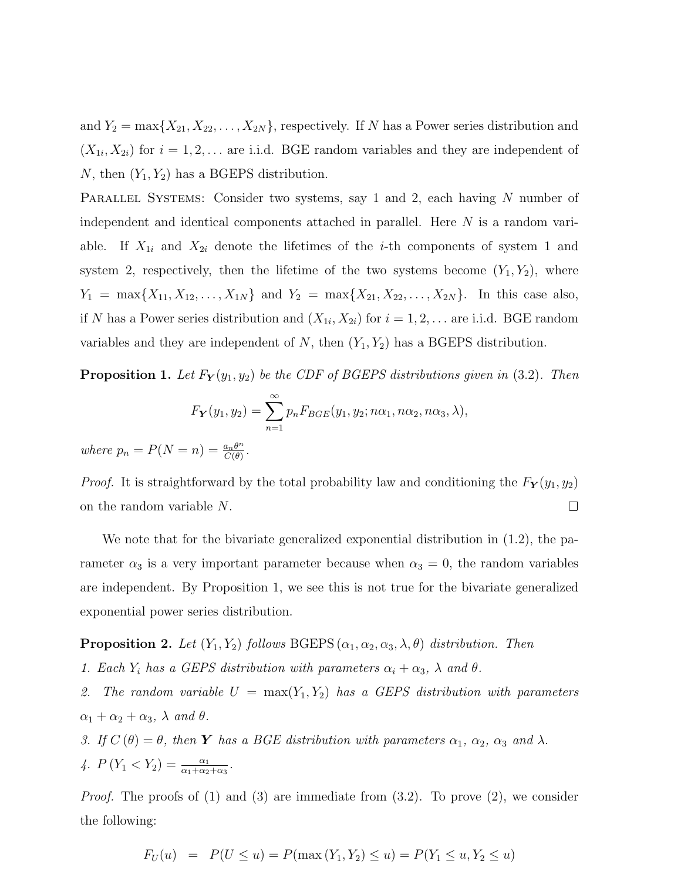and $Y_2 = \max\{X_{21}, X_{22}, \ldots, X_{2N}\}$, respectively. If $N$ has a Power series distribution and $(X_{1i}, X_{2i})$ for $i = 1, 2, \ldots$ are i.i.d. BGE random variables and they are independent of $N$, then $(Y_1, Y_2)$ has a BGEPS distribution.

Parallel Systems: Consider two systems, say 1 and 2, each having $N$ number of independent and identical components attached in parallel. Here $N$ is a random variable. If $X_{1i}$ and $X_{2i}$ denote the lifetimes of the $i$-th components of system 1 and system 2, respectively, then the lifetime of the two systems become $(Y_1, Y_2)$, where $Y_1 = \max\{X_{11}, X_{12}, \ldots, X_{1N}\}$ and $Y_2 = \max\{X_{21}, X_{22}, \ldots, X_{2N}\}$. In this case also, if $N$ has a Power series distribution and $(X_{1i}, X_{2i})$ for $i = 1, 2, \ldots$ are i.i.d. BGE random variables and they are independent of $N$, then $(Y_1, Y_2)$ has a BGEPS distribution.

**Proposition 1.** *Let $F_{\boldsymbol{Y}}(y_1, y_2)$ be the CDF of BGEPS distributions given in (3.2). Then*

$$F_{\boldsymbol{Y}}(y_1, y_2) = \sum_{n=1}^{\infty} p_n F_{BGE}(y_1, y_2; n\alpha_1, n\alpha_2, n\alpha_3, \lambda),$$

*where $p_n = P(N = n) = \frac{a_n \theta^n}{C(\theta)}$.*

*Proof.* It is straightforward by the total probability law and conditioning the $F_{\boldsymbol{Y}}(y_1, y_2)$ on the random variable $N$. □

We note that for the bivariate generalized exponential distribution in (1.2), the parameter $\alpha_3$ is a very important parameter because when $\alpha_3 = 0$, the random variables are independent. By Proposition 1, we see this is not true for the bivariate generalized exponential power series distribution.

**Proposition 2.** *Let $(Y_1, Y_2)$ follows* BGEPS $(\alpha_1, \alpha_2, \alpha_3, \lambda, \theta)$ *distribution. Then*

1. *Each $Y_i$ has a GEPS distribution with parameters $\alpha_i + \alpha_3$, $\lambda$ and $\theta$.*
2. *The random variable $U = \max(Y_1, Y_2)$ has a GEPS distribution with parameters $\alpha_1 + \alpha_2 + \alpha_3$, $\lambda$ and $\theta$.*
3. *If $C(\theta) = \theta$, then $\boldsymbol{Y}$ has a BGE distribution with parameters $\alpha_1$, $\alpha_2$, $\alpha_3$ and $\lambda$.*
4. *$P(Y_1 < Y_2) = \frac{\alpha_1}{\alpha_1 + \alpha_2 + \alpha_3}$.*

*Proof.* The proofs of (1) and (3) are immediate from (3.2). To prove (2), we consider the following:

$$F_U(u) = P(U \leq u) = P(\max(Y_1, Y_2) \leq u) = P(Y_1 \leq u, Y_2 \leq u)$$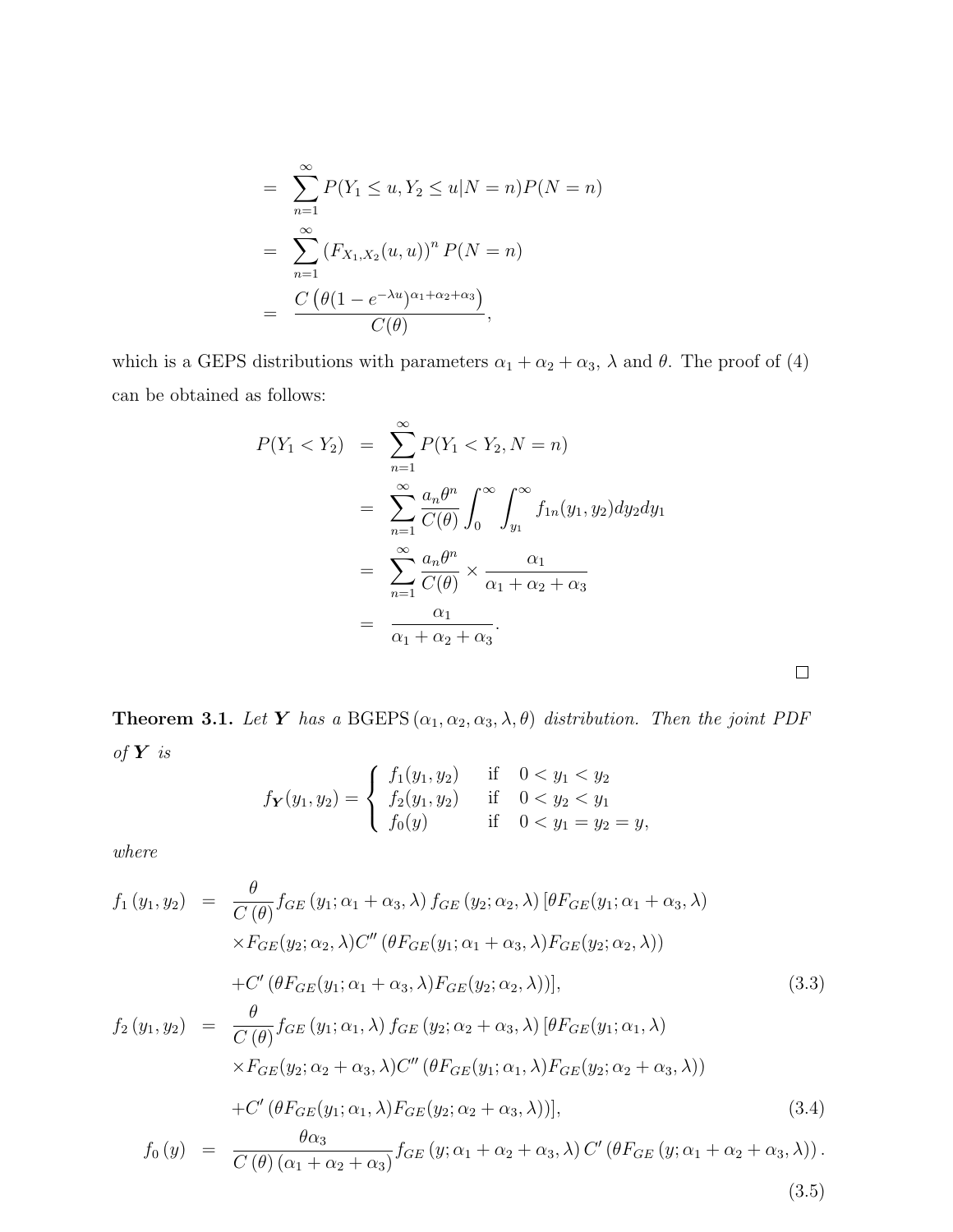$$
\begin{aligned}
&= \sum_{n=1}^{\infty} P(Y_1 \le u, Y_2 \le u | N = n) P(N = n) \\
&= \sum_{n=1}^{\infty} \left(F_{X_1,X_2}(u,u)\right)^n P(N = n) \\
&= \frac{C\left(\theta(1 - e^{-\lambda u})^{\alpha_1+\alpha_2+\alpha_3}\right)}{C(\theta)},
\end{aligned}
$$

which is a GEPS distributions with parameters $\alpha_1 + \alpha_2 + \alpha_3$, $\lambda$ and $\theta$. The proof of (4) can be obtained as follows:

$$
\begin{aligned}
P(Y_1 < Y_2) &= \sum_{n=1}^{\infty} P(Y_1 < Y_2, N = n) \\
&= \sum_{n=1}^{\infty} \frac{a_n \theta^n}{C(\theta)} \int_0^{\infty} \int_{y_1}^{\infty} f_{1n}(y_1, y_2) dy_2 dy_1 \\
&= \sum_{n=1}^{\infty} \frac{a_n \theta^n}{C(\theta)} \times \frac{\alpha_1}{\alpha_1 + \alpha_2 + \alpha_3} \\
&= \frac{\alpha_1}{\alpha_1 + \alpha_2 + \alpha_3}.
\end{aligned}
$$

□

**Theorem 3.1.** *Let $\boldsymbol{Y}$ has a* BGEPS $(\alpha_1, \alpha_2, \alpha_3, \lambda, \theta)$ *distribution. Then the joint PDF of $\boldsymbol{Y}$ is*

$$
f_{\boldsymbol{Y}}(y_1, y_2) = \begin{cases} f_1(y_1, y_2) & \text{if} \quad 0 < y_1 < y_2 \\ f_2(y_1, y_2) & \text{if} \quad 0 < y_2 < y_1 \\ f_0(y) & \text{if} \quad 0 < y_1 = y_2 = y, \end{cases}
$$

*where*

$$
\begin{aligned}
f_1(y_1, y_2) &= \frac{\theta}{C(\theta)} f_{GE}(y_1; \alpha_1 + \alpha_3, \lambda) f_{GE}(y_2; \alpha_2, \lambda) [\theta F_{GE}(y_1; \alpha_1 + \alpha_3, \lambda) \\
&\quad \times F_{GE}(y_2; \alpha_2, \lambda) C''(\theta F_{GE}(y_1; \alpha_1 + \alpha_3, \lambda) F_{GE}(y_2; \alpha_2, \lambda)) \\
&\quad + C'(\theta F_{GE}(y_1; \alpha_1 + \alpha_3, \lambda) F_{GE}(y_2; \alpha_2, \lambda))], \qquad (3.3) \\
f_2(y_1, y_2) &= \frac{\theta}{C(\theta)} f_{GE}(y_1; \alpha_1, \lambda) f_{GE}(y_2; \alpha_2 + \alpha_3, \lambda) [\theta F_{GE}(y_1; \alpha_1, \lambda) \\
&\quad \times F_{GE}(y_2; \alpha_2 + \alpha_3, \lambda) C''(\theta F_{GE}(y_1; \alpha_1, \lambda) F_{GE}(y_2; \alpha_2 + \alpha_3, \lambda)) \\
&\quad + C'(\theta F_{GE}(y_1; \alpha_1, \lambda) F_{GE}(y_2; \alpha_2 + \alpha_3, \lambda))], \qquad (3.4) \\
f_0(y) &= \frac{\theta \alpha_3}{C(\theta)(\alpha_1 + \alpha_2 + \alpha_3)} f_{GE}(y; \alpha_1 + \alpha_2 + \alpha_3, \lambda) C'(\theta F_{GE}(y; \alpha_1 + \alpha_2 + \alpha_3, \lambda)). \qquad (3.5)
\end{aligned}
$$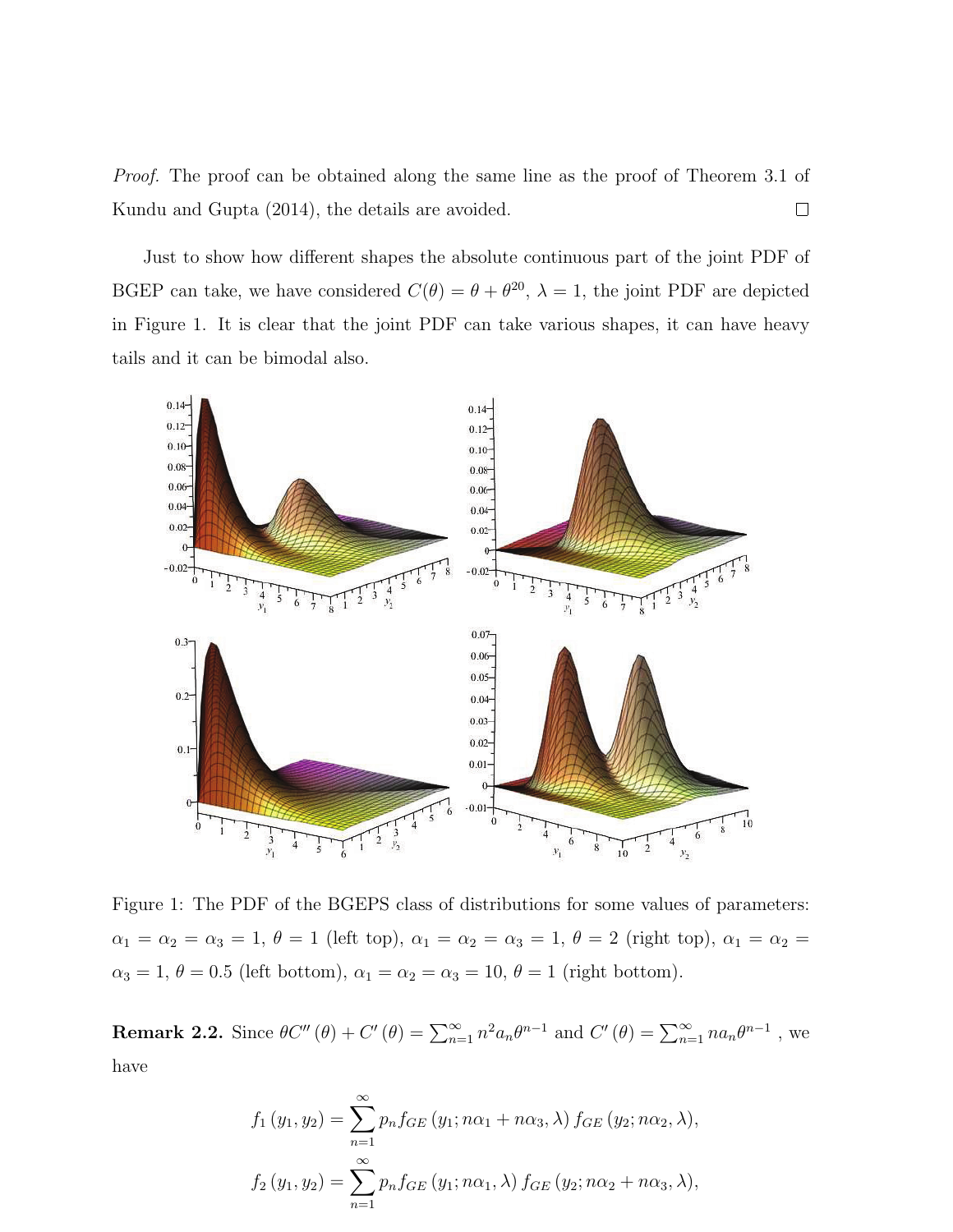*Proof.* The proof can be obtained along the same line as the proof of Theorem 3.1 of Kundu and Gupta (2014), the details are avoided. □

Just to show how different shapes the absolute continuous part of the joint PDF of BGEP can take, we have considered $C(\theta) = \theta + \theta^{20}$, $\lambda = 1$, the joint PDF are depicted in Figure 1. It is clear that the joint PDF can take various shapes, it can have heavy tails and it can be bimodal also.

Figure 1: The PDF of the BGEPS class of distributions for some values of parameters: $\alpha_1 = \alpha_2 = \alpha_3 = 1$, $\theta = 1$ (left top), $\alpha_1 = \alpha_2 = \alpha_3 = 1$, $\theta = 2$ (right top), $\alpha_1 = \alpha_2 = \alpha_3 = 1$, $\theta = 0.5$ (left bottom), $\alpha_1 = \alpha_2 = \alpha_3 = 10$, $\theta = 1$ (right bottom).

**Remark 2.2.** Since $\theta C''(\theta) + C'(\theta) = \sum_{n=1}^{\infty} n^2 a_n \theta^{n-1}$ and $C'(\theta) = \sum_{n=1}^{\infty} n a_n \theta^{n-1}$ , we have

$$f_1(y_1, y_2) = \sum_{n=1}^{\infty} p_n f_{GE}(y_1; n\alpha_1 + n\alpha_3, \lambda) f_{GE}(y_2; n\alpha_2, \lambda),$$

$$f_2(y_1, y_2) = \sum_{n=1}^{\infty} p_n f_{GE}(y_1; n\alpha_1, \lambda) f_{GE}(y_2; n\alpha_2 + n\alpha_3, \lambda),$$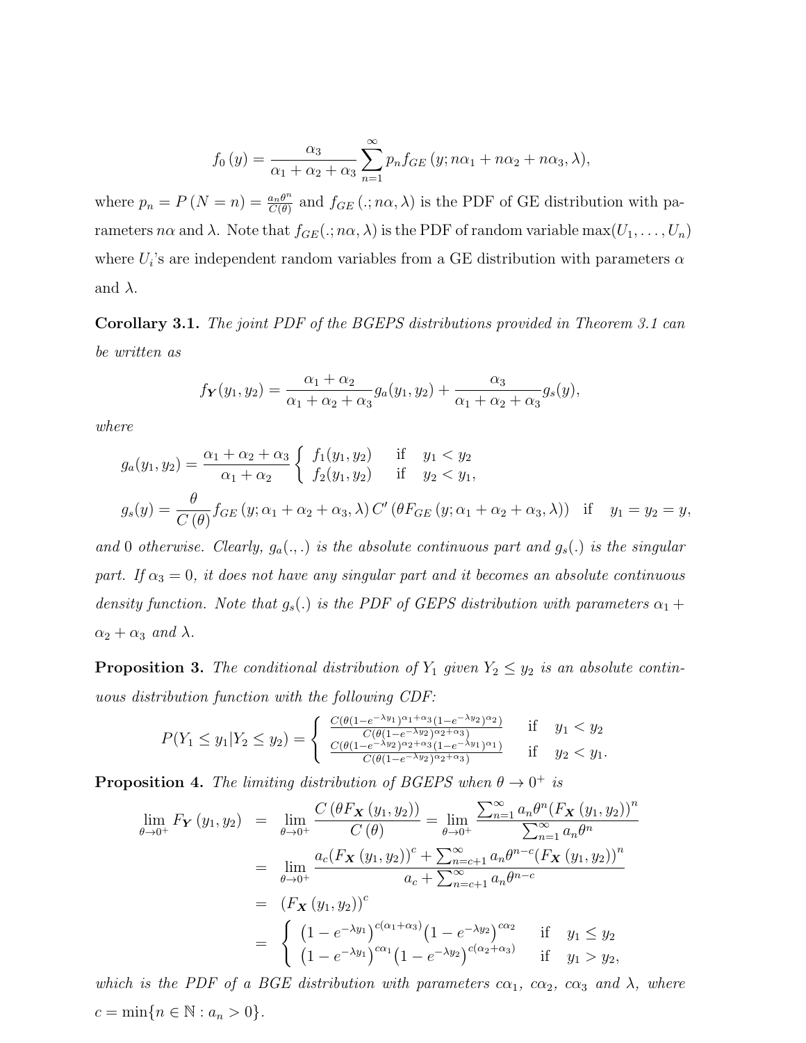$$f_0\left(y\right)=\frac{\alpha_3}{\alpha_1+\alpha_2+\alpha_3}\sum_{n=1}^{\infty}p_n f_{GE}\left(y;n\alpha_1+n\alpha_2+n\alpha_3,\lambda\right),$$

where $p_n=P\left(N=n\right)=\frac{a_n\theta^n}{C(\theta)}$ and $f_{GE}\left(.;n\alpha,\lambda\right)$ is the PDF of GE distribution with parameters $n\alpha$ and $\lambda$. Note that $f_{GE}(.;n\alpha,\lambda)$ is the PDF of random variable $\max(U_1,\ldots,U_n)$ where $U_i$'s are independent random variables from a GE distribution with parameters $\alpha$ and $\lambda$.

**Corollary 3.1.** *The joint PDF of the BGEPS distributions provided in Theorem 3.1 can be written as*

$$f_{\boldsymbol{Y}}(y_1,y_2)=\frac{\alpha_1+\alpha_2}{\alpha_1+\alpha_2+\alpha_3}g_a(y_1,y_2)+\frac{\alpha_3}{\alpha_1+\alpha_2+\alpha_3}g_s(y),$$

*where*

$$g_a(y_1,y_2)=\frac{\alpha_1+\alpha_2+\alpha_3}{\alpha_1+\alpha_2}\left\{\begin{array}{ll} f_1(y_1,y_2) & \text{if} \quad y_1<y_2\\ f_2(y_1,y_2) & \text{if} \quad y_2<y_1,\end{array}\right.$$

$$g_s(y)=\frac{\theta}{C\left(\theta\right)}f_{GE}\left(y;\alpha_1+\alpha_2+\alpha_3,\lambda\right)C'\left(\theta F_{GE}\left(y;\alpha_1+\alpha_2+\alpha_3,\lambda\right)\right) \quad \text{if} \quad y_1=y_2=y,$$

*and 0 otherwise. Clearly, $g_a(.,.)$ is the absolute continuous part and $g_s(.)$ is the singular part. If $\alpha_3=0$, it does not have any singular part and it becomes an absolute continuous density function. Note that $g_s(.)$ is the PDF of GEPS distribution with parameters $\alpha_1+\alpha_2+\alpha_3$ and $\lambda$.*

**Proposition 3.** *The conditional distribution of $Y_1$ given $Y_2\le y_2$ is an absolute continuous distribution function with the following CDF:*

$$P(Y_1\le y_1|Y_2\le y_2)=\left\{\begin{array}{ll}\frac{C(\theta(1-e^{-\lambda y_1})^{\alpha_1+\alpha_3}(1-e^{-\lambda y_2})^{\alpha_2})}{C(\theta(1-e^{-\lambda y_2})^{\alpha_2+\alpha_3})} & \text{if} \quad y_1<y_2\\ \frac{C(\theta(1-e^{-\lambda y_2})^{\alpha_2+\alpha_3}(1-e^{-\lambda y_1})^{\alpha_1})}{C(\theta(1-e^{-\lambda y_2})^{\alpha_2+\alpha_3})} & \text{if} \quad y_2<y_1.\end{array}\right.$$

**Proposition 4.** *The limiting distribution of BGEPS when $\theta\to 0^+$ is*

$$\begin{aligned}
\lim_{\theta\to 0^+}F_{\boldsymbol{Y}}\left(y_1,y_2\right) &= \lim_{\theta\to 0^+}\frac{C\left(\theta F_{\boldsymbol{X}}\left(y_1,y_2\right)\right)}{C\left(\theta\right)}=\lim_{\theta\to 0^+}\frac{\sum_{n=1}^{\infty}a_n\theta^n(F_{\boldsymbol{X}}\left(y_1,y_2\right))^n}{\sum_{n=1}^{\infty}a_n\theta^n}\\
&= \lim_{\theta\to 0^+}\frac{a_c(F_{\boldsymbol{X}}\left(y_1,y_2\right))^c+\sum_{n=c+1}^{\infty}a_n\theta^{n-c}(F_{\boldsymbol{X}}\left(y_1,y_2\right))^n}{a_c+\sum_{n=c+1}^{\infty}a_n\theta^{n-c}}\\
&= \left(F_{\boldsymbol{X}}\left(y_1,y_2\right)\right)^c\\
&= \left\{\begin{array}{ll}\left(1-e^{-\lambda y_1}\right)^{c(\alpha_1+\alpha_3)}\left(1-e^{-\lambda y_2}\right)^{c\alpha_2} & \text{if} \quad y_1\le y_2\\ \left(1-e^{-\lambda y_1}\right)^{c\alpha_1}\left(1-e^{-\lambda y_2}\right)^{c(\alpha_2+\alpha_3)} & \text{if} \quad y_1>y_2,\end{array}\right.
\end{aligned}$$

*which is the PDF of a BGE distribution with parameters $c\alpha_1$, $c\alpha_2$, $c\alpha_3$ and $\lambda$, where $c=\min\{n\in\mathbb{N}:a_n>0\}$.*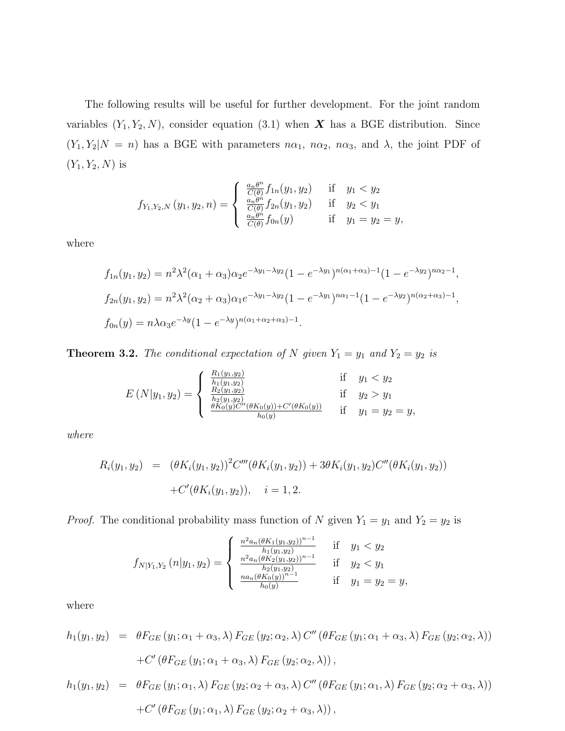The following results will be useful for further development. For the joint random variables $(Y_1, Y_2, N)$, consider equation (3.1) when $\boldsymbol{X}$ has a BGE distribution. Since $(Y_1, Y_2|N = n)$ has a BGE with parameters $n\alpha_1$, $n\alpha_2$, $n\alpha_3$, and $\lambda$, the joint PDF of $(Y_1, Y_2, N)$ is

$$
f_{Y_1,Y_2,N}(y_1, y_2, n) = \begin{cases} \frac{a_n\theta^n}{C(\theta)} f_{1n}(y_1, y_2) & \text{if} \quad y_1 < y_2 \\ \frac{a_n\theta^n}{C(\theta)} f_{2n}(y_1, y_2) & \text{if} \quad y_2 < y_1 \\ \frac{a_n\theta^n}{C(\theta)} f_{0n}(y) & \text{if} \quad y_1 = y_2 = y, \end{cases}
$$

where

$$
f_{1n}(y_1, y_2) = n^2\lambda^2(\alpha_1 + \alpha_3)\alpha_2 e^{-\lambda y_1 - \lambda y_2}(1 - e^{-\lambda y_1})^{n(\alpha_1+\alpha_3)-1}(1 - e^{-\lambda y_2})^{n\alpha_2 - 1},
$$

$$
f_{2n}(y_1, y_2) = n^2\lambda^2(\alpha_2 + \alpha_3)\alpha_1 e^{-\lambda y_1 - \lambda y_2}(1 - e^{-\lambda y_1})^{n\alpha_1 - 1}(1 - e^{-\lambda y_2})^{n(\alpha_2+\alpha_3)-1},
$$

$$
f_{0n}(y) = n\lambda\alpha_3 e^{-\lambda y}(1 - e^{-\lambda y})^{n(\alpha_1+\alpha_2+\alpha_3)-1}.
$$

**Theorem 3.2.** *The conditional expectation of $N$ given $Y_1 = y_1$ and $Y_2 = y_2$ is*

$$
E(N|y_1, y_2) = \begin{cases} \frac{R_1(y_1,y_2)}{h_1(y_1,y_2)} & \text{if} \quad y_1 < y_2 \\ \frac{R_2(y_1,y_2)}{h_2(y_1,y_2)} & \text{if} \quad y_2 > y_1 \\ \frac{\theta K_0(y) C''(\theta K_0(y)) + C'(\theta K_0(y))}{h_0(y)} & \text{if} \quad y_1 = y_2 = y, \end{cases}
$$

*where*

$$
\begin{aligned}
R_i(y_1, y_2) \quad &= \quad (\theta K_i(y_1, y_2))^2 C'''(\theta K_i(y_1, y_2)) + 3\theta K_i(y_1, y_2) C''(\theta K_i(y_1, y_2)) \\
&\quad + C'(\theta K_i(y_1, y_2)), \quad i = 1, 2.
\end{aligned}
$$

*Proof.* The conditional probability mass function of $N$ given $Y_1 = y_1$ and $Y_2 = y_2$ is

$$
f_{N|Y_1,Y_2}(n|y_1, y_2) = \begin{cases} \frac{n^2 a_n (\theta K_1(y_1,y_2))^{n-1}}{h_1(y_1,y_2)} & \text{if} \quad y_1 < y_2 \\ \frac{n^2 a_n (\theta K_2(y_1,y_2))^{n-1}}{h_2(y_1,y_2)} & \text{if} \quad y_2 < y_1 \\ \frac{n a_n (\theta K_0(y))^{n-1}}{h_0(y)} & \text{if} \quad y_1 = y_2 = y, \end{cases}
$$

where

$$
\begin{aligned}
h_1(y_1, y_2) \quad &= \quad \theta F_{GE}(y_1; \alpha_1 + \alpha_3, \lambda) F_{GE}(y_2; \alpha_2, \lambda) C''(\theta F_{GE}(y_1; \alpha_1 + \alpha_3, \lambda) F_{GE}(y_2; \alpha_2, \lambda)) \\
&\quad + C'(\theta F_{GE}(y_1; \alpha_1 + \alpha_3, \lambda) F_{GE}(y_2; \alpha_2, \lambda)), \\
h_1(y_1, y_2) \quad &= \quad \theta F_{GE}(y_1; \alpha_1, \lambda) F_{GE}(y_2; \alpha_2 + \alpha_3, \lambda) C''(\theta F_{GE}(y_1; \alpha_1, \lambda) F_{GE}(y_2; \alpha_2 + \alpha_3, \lambda)) \\
&\quad + C'(\theta F_{GE}(y_1; \alpha_1, \lambda) F_{GE}(y_2; \alpha_2 + \alpha_3, \lambda)),
\end{aligned}
$$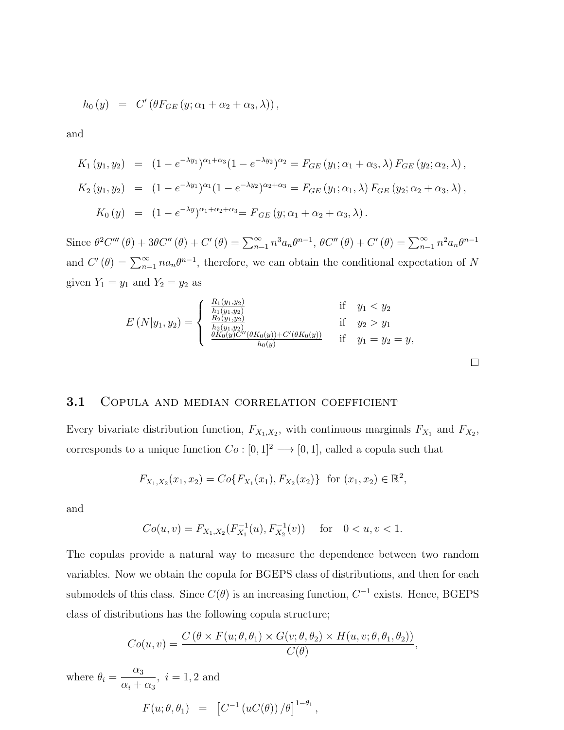$$h_0(y) = C'\left(\theta F_{GE}\left(y;\alpha_1+\alpha_2+\alpha_3,\lambda\right)\right),$$

and

$$K_1(y_1,y_2) = (1-e^{-\lambda y_1})^{\alpha_1+\alpha_3}(1-e^{-\lambda y_2})^{\alpha_2} = F_{GE}\left(y_1;\alpha_1+\alpha_3,\lambda\right)F_{GE}\left(y_2;\alpha_2,\lambda\right),$$

$$K_2(y_1,y_2) = (1-e^{-\lambda y_1})^{\alpha_1}(1-e^{-\lambda y_2})^{\alpha_2+\alpha_3} = F_{GE}\left(y_1;\alpha_1,\lambda\right)F_{GE}\left(y_2;\alpha_2+\alpha_3,\lambda\right),$$

$$K_0(y) = (1-e^{-\lambda y})^{\alpha_1+\alpha_2+\alpha_3} = F_{GE}\left(y;\alpha_1+\alpha_2+\alpha_3,\lambda\right).$$

Since $\theta^2 C'''(\theta)+3\theta C''(\theta)+C'(\theta)=\sum_{n=1}^{\infty}n^3a_n\theta^{n-1}$, $\theta C''(\theta)+C'(\theta)=\sum_{n=1}^{\infty}n^2a_n\theta^{n-1}$ and $C'(\theta)=\sum_{n=1}^{\infty}na_n\theta^{n-1}$, therefore, we can obtain the conditional expectation of $N$ given $Y_1=y_1$ and $Y_2=y_2$ as

$$E\left(N|y_1,y_2\right)=\begin{cases}\frac{R_1(y_1,y_2)}{h_1(y_1,y_2)} & \text{if} \quad y_1<y_2\\ \frac{R_2(y_1,y_2)}{h_2(y_1,y_2)} & \text{if} \quad y_2>y_1\\ \frac{\theta K_0(y)C''(\theta K_0(y))+C'(\theta K_0(y))}{h_0(y)} & \text{if} \quad y_1=y_2=y,\end{cases}$$

□

### 3.1 Copula and median correlation coefficient

Every bivariate distribution function, $F_{X_1,X_2}$, with continuous marginals $F_{X_1}$ and $F_{X_2}$, corresponds to a unique function $Co:[0,1]^2\longrightarrow[0,1]$, called a copula such that

$$F_{X_1,X_2}(x_1,x_2)=Co\{F_{X_1}(x_1),F_{X_2}(x_2)\} \quad \text{for } (x_1,x_2)\in\mathbb{R}^2,$$

and

$$Co(u,v)=F_{X_1,X_2}(F_{X_1}^{-1}(u),F_{X_2}^{-1}(v)) \quad \text{for} \quad 0<u,v<1.$$

The copulas provide a natural way to measure the dependence between two random variables. Now we obtain the copula for BGEPS class of distributions, and then for each submodels of this class. Since $C(\theta)$ is an increasing function, $C^{-1}$ exists. Hence, BGEPS class of distributions has the following copula structure;

$$Co(u,v)=\frac{C\left(\theta\times F(u;\theta,\theta_1)\times G(v;\theta,\theta_2)\times H(u,v;\theta,\theta_1,\theta_2)\right)}{C(\theta)},$$

where $\theta_i=\dfrac{\alpha_3}{\alpha_i+\alpha_3}$, $i=1,2$ and

$$F(u;\theta,\theta_1) = \left[C^{-1}\left(uC(\theta)\right)/\theta\right]^{1-\theta_1},$$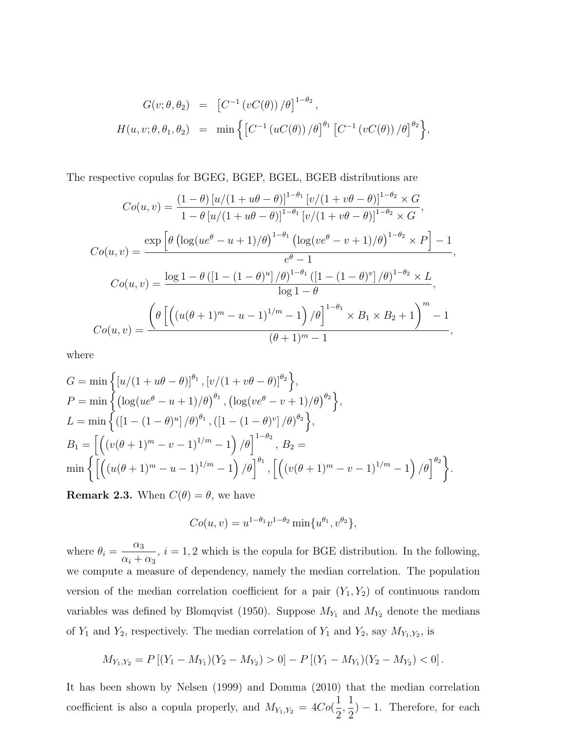$$
\begin{aligned}
G(v;\theta,\theta_2) &= \left[C^{-1}\left(vC(\theta)\right)/\theta\right]^{1-\theta_2}, \\
H(u,v;\theta,\theta_1,\theta_2) &= \min\left\{\left[C^{-1}\left(uC(\theta)\right)/\theta\right]^{\theta_1}\left[C^{-1}\left(vC(\theta)\right)/\theta\right]^{\theta_2}\right\},
\end{aligned}
$$

The respective copulas for BGEG, BGEP, BGEL, BGEB distributions are

$$
Co(u,v) = \frac{(1-\theta)\left[u/(1+u\theta-\theta)\right]^{1-\theta_1}\left[v/(1+v\theta-\theta)\right]^{1-\theta_2}\times G}{1-\theta\left[u/(1+u\theta-\theta)\right]^{1-\theta_1}\left[v/(1+v\theta-\theta)\right]^{1-\theta_2}\times G},
$$

$$
Co(u,v) = \frac{\exp\left[\theta\left(\log(ue^{\theta}-u+1)/\theta\right)^{1-\theta_1}\left(\log(ve^{\theta}-v+1)/\theta\right)^{1-\theta_2}\times P\right]-1}{e^{\theta}-1},
$$

$$
Co(u,v) = \frac{\log 1-\theta\left(\left[1-(1-\theta)^{u}\right]/\theta\right)^{1-\theta_1}\left(\left[1-(1-\theta)^{v}\right]/\theta\right)^{1-\theta_2}\times L}{\log 1-\theta},
$$

$$
Co(u,v) = \frac{\left(\theta\left[\left(\left(u(\theta+1)^m-u-1\right)^{1/m}-1\right)/\theta\right]^{1-\theta_1}\times B_1\times B_2+1\right)^{m}-1}{(\theta+1)^m-1},
$$

where

$G = \min\left\{\left[u/(1+u\theta-\theta)\right]^{\theta_1},\left[v/(1+v\theta-\theta)\right]^{\theta_2}\right\}$,
$P = \min\left\{\left(\log(ue^{\theta}-u+1)/\theta\right)^{\theta_1},\left(\log(ve^{\theta}-v+1)/\theta\right)^{\theta_2}\right\}$,
$L = \min\left\{\left(\left[1-(1-\theta)^{u}\right]/\theta\right)^{\theta_1},\left(\left[1-(1-\theta)^{v}\right]/\theta\right)^{\theta_2}\right\}$,
$B_1 = \left[\left(\left(v(\theta+1)^m-v-1\right)^{1/m}-1\right)/\theta\right]^{1-\theta_2}$, $B_2 =$
$\min\left\{\left[\left(\left(u(\theta+1)^m-u-1\right)^{1/m}-1\right)/\theta\right]^{\theta_1},\left[\left(\left(v(\theta+1)^m-v-1\right)^{1/m}-1\right)/\theta\right]^{\theta_2}\right\}$.

**Remark 2.3.** When $C(\theta)=\theta$, we have

$$
Co(u,v) = u^{1-\theta_1}v^{1-\theta_2}\min\{u^{\theta_1},v^{\theta_2}\},
$$

where $\theta_i = \dfrac{\alpha_3}{\alpha_i+\alpha_3}$, $i=1,2$ which is the copula for BGE distribution. In the following, we compute a measure of dependency, namely the median correlation. The population version of the median correlation coefficient for a pair $(Y_1,Y_2)$ of continuous random variables was defined by Blomqvist (1950). Suppose $M_{Y_1}$ and $M_{Y_2}$ denote the medians of $Y_1$ and $Y_2$, respectively. The median correlation of $Y_1$ and $Y_2$, say $M_{Y_1,Y_2}$, is

$$
M_{Y_1,Y_2} = P\left[(Y_1-M_{Y_1})(Y_2-M_{Y_2})>0\right]-P\left[(Y_1-M_{Y_1})(Y_2-M_{Y_2})<0\right].
$$

It has been shown by Nelsen (1999) and Domma (2010) that the median correlation coefficient is also a copula properly, and $M_{Y_1,Y_2} = 4Co(\frac{1}{2},\frac{1}{2})-1$. Therefore, for each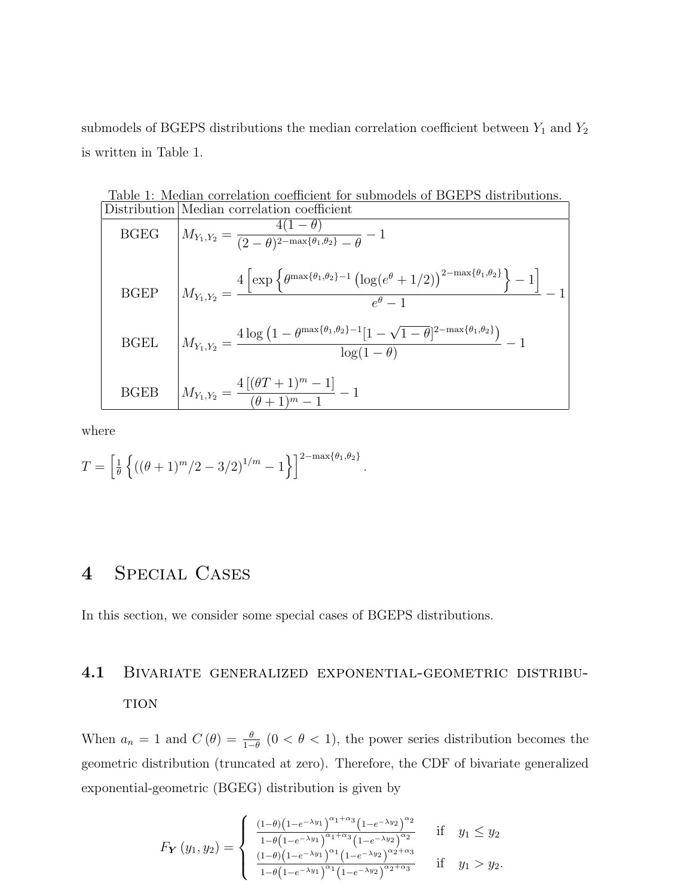submodels of BGEPS distributions the median correlation coefficient between $Y_1$ and $Y_2$ is written in Table 1.

Table 1: Median correlation coefficient for submodels of BGEPS distributions.

| Distribution | Median correlation coefficient |
| --- | --- |
| BGEG | $M_{Y_1,Y_2} = \dfrac{4(1-\theta)}{(2-\theta)^{2-\max\{\theta_1,\theta_2\}}-\theta} - 1$ |
| BGEP | $M_{Y_1,Y_2} = \dfrac{4\left[\exp\left\{\theta^{\max\{\theta_1,\theta_2\}-1}\left(\log(e^{\theta}+1/2)\right)^{2-\max\{\theta_1,\theta_2\}}\right\}-1\right]}{e^{\theta}-1} - 1$ |
| BGEL | $M_{Y_1,Y_2} = \dfrac{4\log\left(1-\theta^{\max\{\theta_1,\theta_2\}-1}[1-\sqrt{1-\theta}]^{2-\max\{\theta_1,\theta_2\}}\right)}{\log(1-\theta)} - 1$ |
| BGEB | $M_{Y_1,Y_2} = \dfrac{4\left[(\theta T+1)^m-1\right]}{(\theta+1)^m-1} - 1$ |

where

$T = \left[\frac{1}{\theta}\left\{((\theta+1)^m/2-3/2)^{1/m}-1\right\}\right]^{2-\max\{\theta_1,\theta_2\}}$.

# 4 Special Cases

In this section, we consider some special cases of BGEPS distributions.

## 4.1 Bivariate generalized exponential-geometric distribution

When $a_n = 1$ and $C(\theta) = \frac{\theta}{1-\theta}$ $(0 < \theta < 1)$, the power series distribution becomes the geometric distribution (truncated at zero). Therefore, the CDF of bivariate generalized exponential-geometric (BGEG) distribution is given by

$$F_{\boldsymbol{Y}}(y_1, y_2) = \begin{cases} \dfrac{(1-\theta)\left(1-e^{-\lambda y_1}\right)^{\alpha_1+\alpha_3}\left(1-e^{-\lambda y_2}\right)^{\alpha_2}}{1-\theta\left(1-e^{-\lambda y_1}\right)^{\alpha_1+\alpha_3}\left(1-e^{-\lambda y_2}\right)^{\alpha_2}} & \text{if} \quad y_1 \le y_2 \\ \dfrac{(1-\theta)\left(1-e^{-\lambda y_1}\right)^{\alpha_1}\left(1-e^{-\lambda y_2}\right)^{\alpha_2+\alpha_3}}{1-\theta\left(1-e^{-\lambda y_1}\right)^{\alpha_1}\left(1-e^{-\lambda y_2}\right)^{\alpha_2+\alpha_3}} & \text{if} \quad y_1 > y_2. \end{cases}$$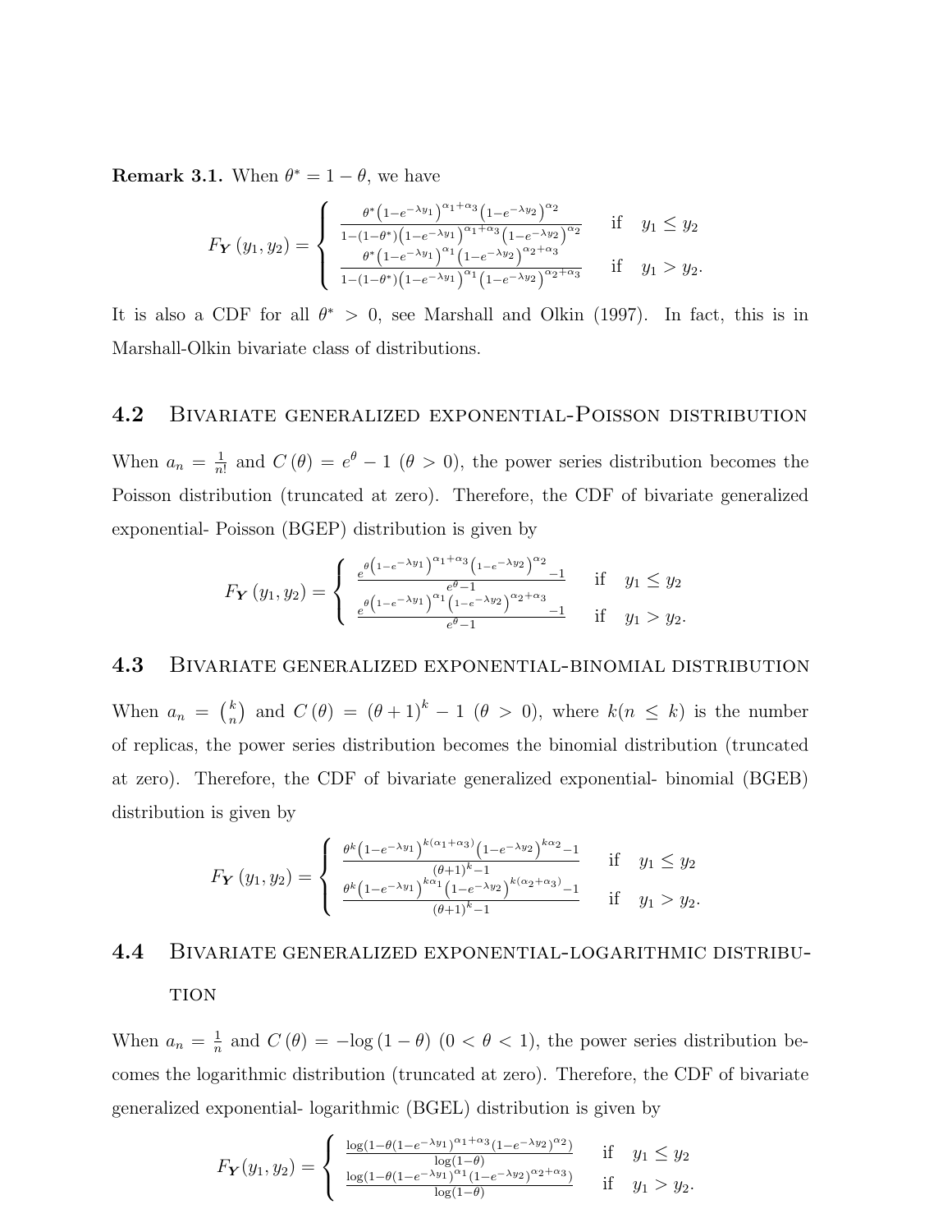**Remark 3.1.** When $\theta^* = 1 - \theta$, we have

$$
F_{\boldsymbol{Y}}(y_1, y_2) = \begin{cases} \frac{\theta^*\left(1-e^{-\lambda y_1}\right)^{\alpha_1+\alpha_3}\left(1-e^{-\lambda y_2}\right)^{\alpha_2}}{1-(1-\theta^*)\left(1-e^{-\lambda y_1}\right)^{\alpha_1+\alpha_3}\left(1-e^{-\lambda y_2}\right)^{\alpha_2}} & \text{if} \quad y_1 \le y_2 \\ \frac{\theta^*\left(1-e^{-\lambda y_1}\right)^{\alpha_1}\left(1-e^{-\lambda y_2}\right)^{\alpha_2+\alpha_3}}{1-(1-\theta^*)\left(1-e^{-\lambda y_1}\right)^{\alpha_1}\left(1-e^{-\lambda y_2}\right)^{\alpha_2+\alpha_3}} & \text{if} \quad y_1 > y_2. \end{cases}
$$

It is also a CDF for all $\theta^* > 0$, see Marshall and Olkin (1997). In fact, this is in Marshall-Olkin bivariate class of distributions.

## 4.2 Bivariate generalized exponential-Poisson distribution

When $a_n = \frac{1}{n!}$ and $C(\theta) = e^{\theta} - 1$ ($\theta > 0$), the power series distribution becomes the Poisson distribution (truncated at zero). Therefore, the CDF of bivariate generalized exponential- Poisson (BGEP) distribution is given by

$$
F_{\boldsymbol{Y}}(y_1, y_2) = \begin{cases} \frac{e^{\theta\left(1-e^{-\lambda y_1}\right)^{\alpha_1+\alpha_3}\left(1-e^{-\lambda y_2}\right)^{\alpha_2}}-1}{e^{\theta}-1} & \text{if} \quad y_1 \le y_2 \\ \frac{e^{\theta\left(1-e^{-\lambda y_1}\right)^{\alpha_1}\left(1-e^{-\lambda y_2}\right)^{\alpha_2+\alpha_3}}-1}{e^{\theta}-1} & \text{if} \quad y_1 > y_2. \end{cases}
$$

## 4.3 Bivariate generalized exponential-binomial distribution

When $a_n = \binom{k}{n}$ and $C(\theta) = (\theta+1)^k - 1$ ($\theta > 0$), where $k(n \le k)$ is the number of replicas, the power series distribution becomes the binomial distribution (truncated at zero). Therefore, the CDF of bivariate generalized exponential- binomial (BGEB) distribution is given by

$$
F_{\boldsymbol{Y}}(y_1, y_2) = \begin{cases} \frac{\theta^k\left(1-e^{-\lambda y_1}\right)^{k(\alpha_1+\alpha_3)}\left(1-e^{-\lambda y_2}\right)^{k\alpha_2}-1}{(\theta+1)^k-1} & \text{if} \quad y_1 \le y_2 \\ \frac{\theta^k\left(1-e^{-\lambda y_1}\right)^{k\alpha_1}\left(1-e^{-\lambda y_2}\right)^{k(\alpha_2+\alpha_3)}-1}{(\theta+1)^k-1} & \text{if} \quad y_1 > y_2. \end{cases}
$$

## 4.4 Bivariate generalized exponential-logarithmic distribution

When $a_n = \frac{1}{n}$ and $C(\theta) = -\log(1-\theta)$ ($0 < \theta < 1$), the power series distribution becomes the logarithmic distribution (truncated at zero). Therefore, the CDF of bivariate generalized exponential- logarithmic (BGEL) distribution is given by

$$
F_{\boldsymbol{Y}}(y_1, y_2) = \begin{cases} \frac{\log(1-\theta(1-e^{-\lambda y_1})^{\alpha_1+\alpha_3}(1-e^{-\lambda y_2})^{\alpha_2})}{\log(1-\theta)} & \text{if} \quad y_1 \le y_2 \\ \frac{\log(1-\theta(1-e^{-\lambda y_1})^{\alpha_1}(1-e^{-\lambda y_2})^{\alpha_2+\alpha_3})}{\log(1-\theta)} & \text{if} \quad y_1 > y_2. \end{cases}
$$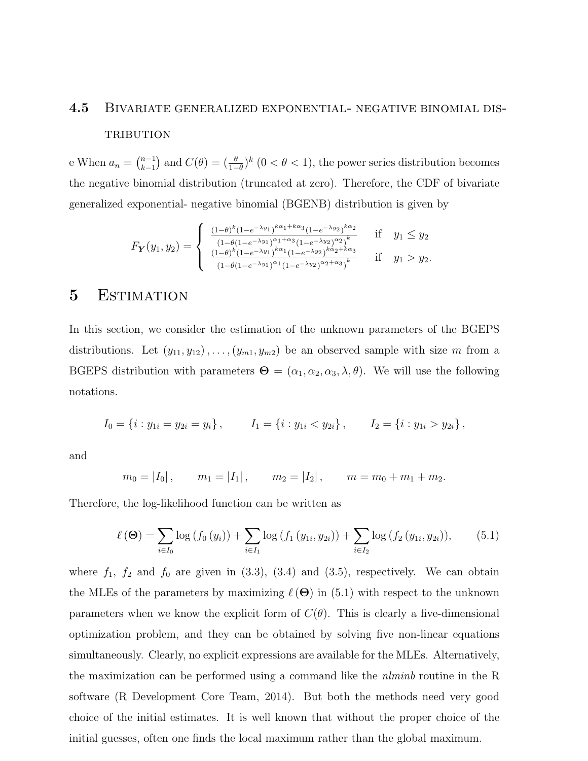### 4.5 Bivariate generalized exponential- negative binomial distribution

e When $a_n = \binom{n-1}{k-1}$ and $C(\theta) = (\frac{\theta}{1-\theta})^k$ $(0 < \theta < 1)$, the power series distribution becomes the negative binomial distribution (truncated at zero). Therefore, the CDF of bivariate generalized exponential- negative binomial (BGENB) distribution is given by

$$F_{\boldsymbol{Y}}(y_1, y_2) = \begin{cases} \frac{(1-\theta)^k (1-e^{-\lambda y_1})^{k\alpha_1 + k\alpha_3} (1-e^{-\lambda y_2})^{k\alpha_2}}{\left(1-\theta(1-e^{-\lambda y_1})^{\alpha_1+\alpha_3}(1-e^{-\lambda y_2})^{\alpha_2}\right)^k} & \text{if} \quad y_1 \leq y_2 \\ \frac{(1-\theta)^k (1-e^{-\lambda y_1})^{k\alpha_1} (1-e^{-\lambda y_2})^{k\alpha_2 + k\alpha_3}}{\left(1-\theta(1-e^{-\lambda y_1})^{\alpha_1}(1-e^{-\lambda y_2})^{\alpha_2+\alpha_3}\right)^k} & \text{if} \quad y_1 > y_2. \end{cases}$$

## 5 Estimation

In this section, we consider the estimation of the unknown parameters of the BGEPS distributions. Let $(y_{11}, y_{12}), \ldots, (y_{m1}, y_{m2})$ be an observed sample with size $m$ from a BGEPS distribution with parameters $\boldsymbol{\Theta} = (\alpha_1, \alpha_2, \alpha_3, \lambda, \theta)$. We will use the following notations.

$$I_0 = \{i : y_{1i} = y_{2i} = y_i\}, \qquad I_1 = \{i : y_{1i} < y_{2i}\}, \qquad I_2 = \{i : y_{1i} > y_{2i}\},$$

and

$$m_0 = |I_0|, \qquad m_1 = |I_1|, \qquad m_2 = |I_2|, \qquad m = m_0 + m_1 + m_2.$$

Therefore, the log-likelihood function can be written as

$$\ell(\boldsymbol{\Theta}) = \sum_{i \in I_0} \log(f_0(y_i)) + \sum_{i \in I_1} \log(f_1(y_{1i}, y_{2i})) + \sum_{i \in I_2} \log(f_2(y_{1i}, y_{2i})), \tag{5.1}$$

where $f_1$, $f_2$ and $f_0$ are given in (3.3), (3.4) and (3.5), respectively. We can obtain the MLEs of the parameters by maximizing $\ell(\boldsymbol{\Theta})$ in (5.1) with respect to the unknown parameters when we know the explicit form of $C(\theta)$. This is clearly a five-dimensional optimization problem, and they can be obtained by solving five non-linear equations simultaneously. Clearly, no explicit expressions are available for the MLEs. Alternatively, the maximization can be performed using a command like the *nlminb* routine in the R software (R Development Core Team, 2014). But both the methods need very good choice of the initial estimates. It is well known that without the proper choice of the initial guesses, often one finds the local maximum rather than the global maximum.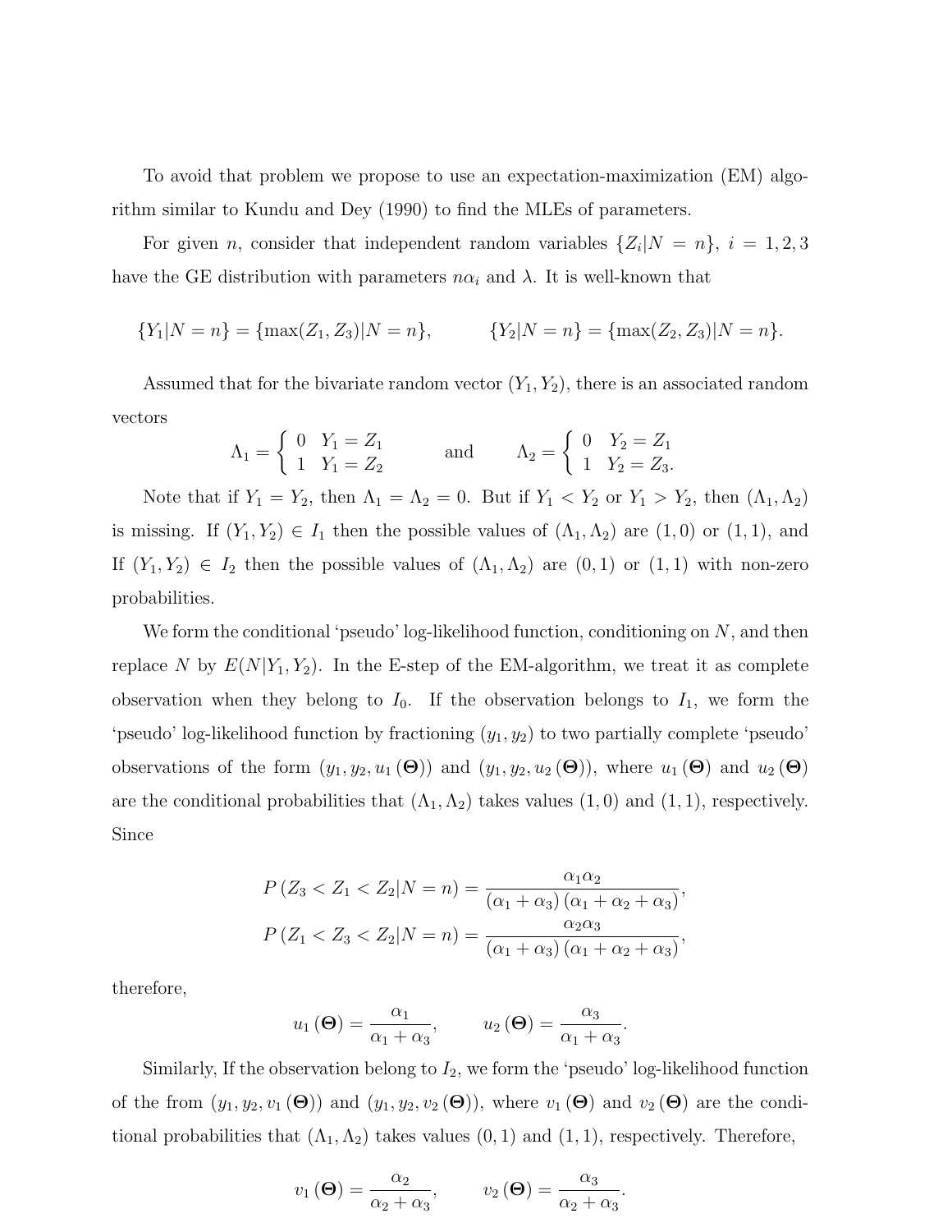To avoid that problem we propose to use an expectation-maximization (EM) algorithm similar to Kundu and Dey (1990) to find the MLEs of parameters.

For given $n$, consider that independent random variables $\{Z_i|N = n\}$, $i = 1, 2, 3$ have the GE distribution with parameters $n\alpha_i$ and $\lambda$. It is well-known that

$$\{Y_1|N = n\} = \{\max(Z_1, Z_3)|N = n\}, \qquad \{Y_2|N = n\} = \{\max(Z_2, Z_3)|N = n\}.$$

Assumed that for the bivariate random vector $(Y_1, Y_2)$, there is an associated random vectors

$$\Lambda_1 = \begin{cases} 0 & Y_1 = Z_1 \\ 1 & Y_1 = Z_2 \end{cases} \qquad \text{and} \qquad \Lambda_2 = \begin{cases} 0 & Y_2 = Z_1 \\ 1 & Y_2 = Z_3. \end{cases}$$

Note that if $Y_1 = Y_2$, then $\Lambda_1 = \Lambda_2 = 0$. But if $Y_1 < Y_2$ or $Y_1 > Y_2$, then $(\Lambda_1, \Lambda_2)$ is missing. If $(Y_1, Y_2) \in I_1$ then the possible values of $(\Lambda_1, \Lambda_2)$ are $(1, 0)$ or $(1, 1)$, and If $(Y_1, Y_2) \in I_2$ then the possible values of $(\Lambda_1, \Lambda_2)$ are $(0, 1)$ or $(1, 1)$ with non-zero probabilities.

We form the conditional 'pseudo' log-likelihood function, conditioning on $N$, and then replace $N$ by $E(N|Y_1, Y_2)$. In the E-step of the EM-algorithm, we treat it as complete observation when they belong to $I_0$. If the observation belongs to $I_1$, we form the 'pseudo' log-likelihood function by fractioning $(y_1, y_2)$ to two partially complete 'pseudo' observations of the form $(y_1, y_2, u_1(\boldsymbol{\Theta}))$ and $(y_1, y_2, u_2(\boldsymbol{\Theta}))$, where $u_1(\boldsymbol{\Theta})$ and $u_2(\boldsymbol{\Theta})$ are the conditional probabilities that $(\Lambda_1, \Lambda_2)$ takes values $(1, 0)$ and $(1, 1)$, respectively. Since

$$P(Z_3 < Z_1 < Z_2|N = n) = \frac{\alpha_1\alpha_2}{(\alpha_1 + \alpha_3)(\alpha_1 + \alpha_2 + \alpha_3)},$$
$$P(Z_1 < Z_3 < Z_2|N = n) = \frac{\alpha_2\alpha_3}{(\alpha_1 + \alpha_3)(\alpha_1 + \alpha_2 + \alpha_3)},$$

therefore,

$$u_1(\boldsymbol{\Theta}) = \frac{\alpha_1}{\alpha_1 + \alpha_3}, \qquad u_2(\boldsymbol{\Theta}) = \frac{\alpha_3}{\alpha_1 + \alpha_3}.$$

Similarly, If the observation belong to $I_2$, we form the 'pseudo' log-likelihood function of the from $(y_1, y_2, v_1(\boldsymbol{\Theta}))$ and $(y_1, y_2, v_2(\boldsymbol{\Theta}))$, where $v_1(\boldsymbol{\Theta})$ and $v_2(\boldsymbol{\Theta})$ are the conditional probabilities that $(\Lambda_1, \Lambda_2)$ takes values $(0, 1)$ and $(1, 1)$, respectively. Therefore,

$$v_1(\boldsymbol{\Theta}) = \frac{\alpha_2}{\alpha_2 + \alpha_3}, \qquad v_2(\boldsymbol{\Theta}) = \frac{\alpha_3}{\alpha_2 + \alpha_3}.$$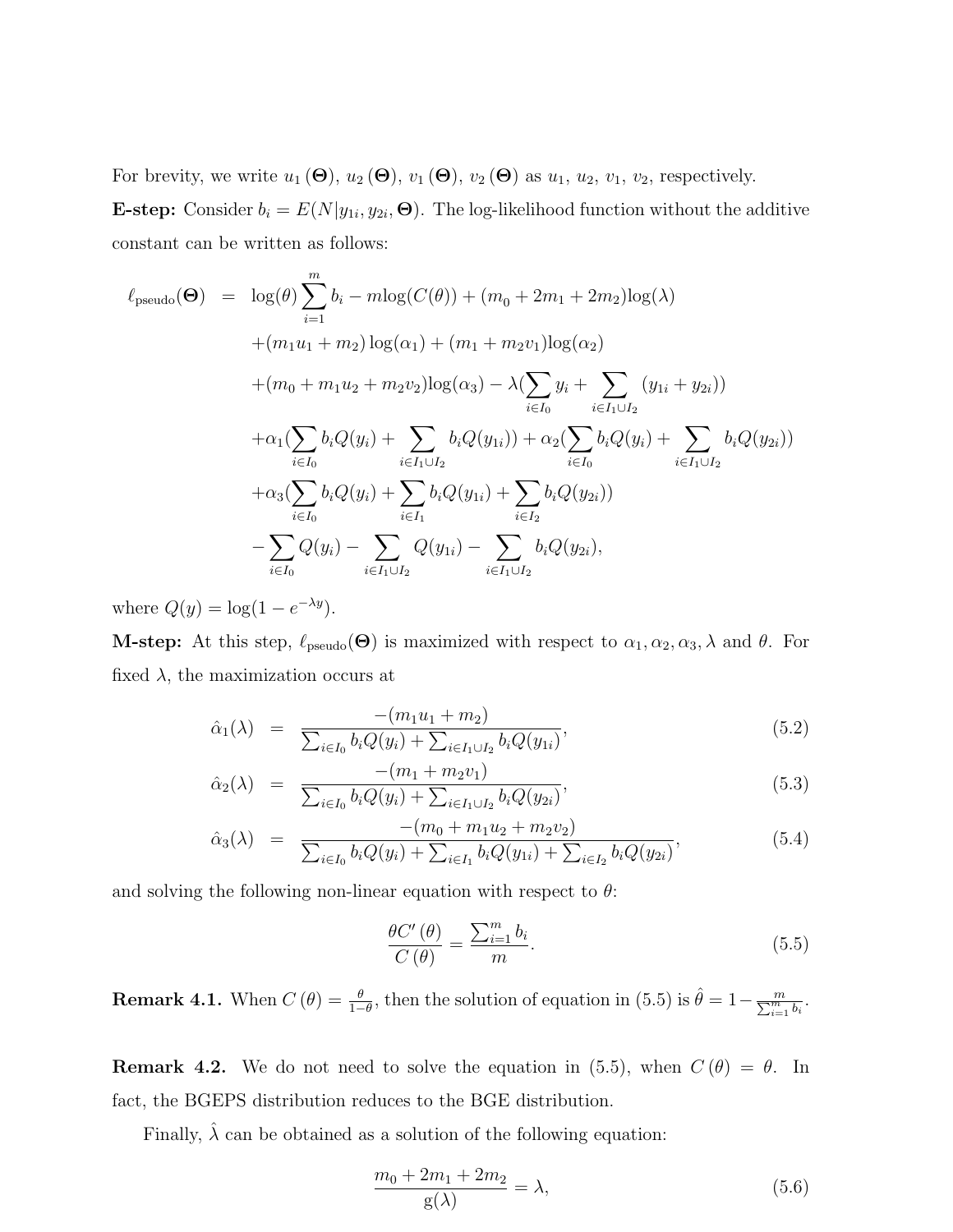For brevity, we write $u_1(\mathbf{\Theta})$, $u_2(\mathbf{\Theta})$, $v_1(\mathbf{\Theta})$, $v_2(\mathbf{\Theta})$ as $u_1$, $u_2$, $v_1$, $v_2$, respectively.

**E-step:** Consider $b_i = E(N|y_{1i}, y_{2i}, \mathbf{\Theta})$. The log-likelihood function without the additive constant can be written as follows:

$$
\begin{aligned}
\ell_{\text{pseudo}}(\mathbf{\Theta}) &= \log(\theta)\sum_{i=1}^{m} b_i - m\log(C(\theta)) + (m_0 + 2m_1 + 2m_2)\log(\lambda) \\
&\quad + (m_1 u_1 + m_2)\log(\alpha_1) + (m_1 + m_2 v_1)\log(\alpha_2) \\
&\quad + (m_0 + m_1 u_2 + m_2 v_2)\log(\alpha_3) - \lambda(\sum_{i \in I_0} y_i + \sum_{i \in I_1 \cup I_2} (y_{1i} + y_{2i})) \\
&\quad + \alpha_1(\sum_{i \in I_0} b_i Q(y_i) + \sum_{i \in I_1 \cup I_2} b_i Q(y_{1i})) + \alpha_2(\sum_{i \in I_0} b_i Q(y_i) + \sum_{i \in I_1 \cup I_2} b_i Q(y_{2i})) \\
&\quad + \alpha_3(\sum_{i \in I_0} b_i Q(y_i) + \sum_{i \in I_1} b_i Q(y_{1i}) + \sum_{i \in I_2} b_i Q(y_{2i})) \\
&\quad - \sum_{i \in I_0} Q(y_i) - \sum_{i \in I_1 \cup I_2} Q(y_{1i}) - \sum_{i \in I_1 \cup I_2} b_i Q(y_{2i}),
\end{aligned}
$$

where $Q(y) = \log(1 - e^{-\lambda y})$.

**M-step:** At this step, $\ell_{\text{pseudo}}(\mathbf{\Theta})$ is maximized with respect to $\alpha_1, \alpha_2, \alpha_3, \lambda$ and $\theta$. For fixed $\lambda$, the maximization occurs at

$$
\hat{\alpha}_1(\lambda) = \frac{-(m_1 u_1 + m_2)}{\sum_{i \in I_0} b_i Q(y_i) + \sum_{i \in I_1 \cup I_2} b_i Q(y_{1i})}, \tag{5.2}
$$

$$
\hat{\alpha}_2(\lambda) = \frac{-(m_1 + m_2 v_1)}{\sum_{i \in I_0} b_i Q(y_i) + \sum_{i \in I_1 \cup I_2} b_i Q(y_{2i})}, \tag{5.3}
$$

$$
\hat{\alpha}_3(\lambda) = \frac{-(m_0 + m_1 u_2 + m_2 v_2)}{\sum_{i \in I_0} b_i Q(y_i) + \sum_{i \in I_1} b_i Q(y_{1i}) + \sum_{i \in I_2} b_i Q(y_{2i})}, \tag{5.4}
$$

and solving the following non-linear equation with respect to $\theta$:

$$
\frac{\theta C'(\theta)}{C(\theta)} = \frac{\sum_{i=1}^{m} b_i}{m}. \tag{5.5}
$$

**Remark 4.1.** When $C(\theta) = \frac{\theta}{1-\theta}$, then the solution of equation in (5.5) is $\hat{\theta} = 1 - \frac{m}{\sum_{i=1}^{m} b_i}$.

**Remark 4.2.** We do not need to solve the equation in (5.5), when $C(\theta) = \theta$. In fact, the BGEPS distribution reduces to the BGE distribution.

Finally, $\hat{\lambda}$ can be obtained as a solution of the following equation:

$$
\frac{m_0 + 2m_1 + 2m_2}{\mathrm{g}(\lambda)} = \lambda, \tag{5.6}
$$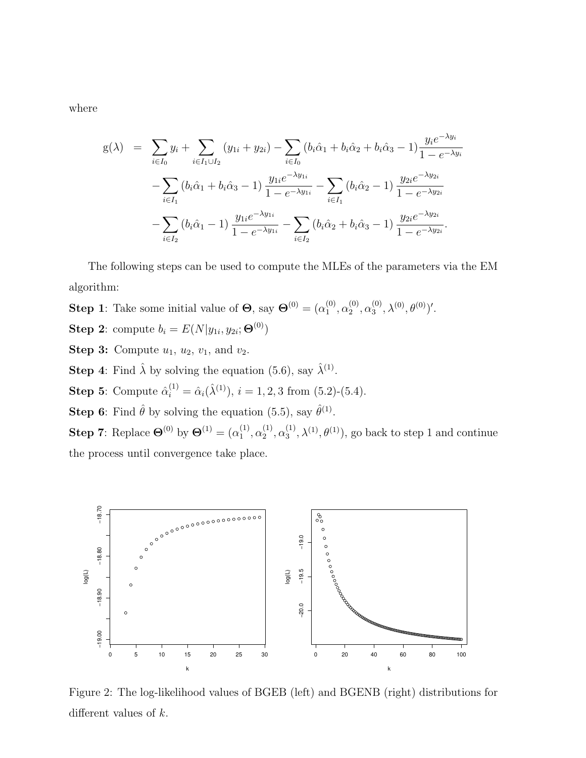where

$$
\begin{aligned}
\mathrm{g}(\lambda) \;=\; & \sum_{i\in I_0} y_i + \sum_{i\in I_1\cup I_2} (y_{1i}+y_{2i}) - \sum_{i\in I_0} (b_i\hat{\alpha}_1 + b_i\hat{\alpha}_2 + b_i\hat{\alpha}_3 - 1)\frac{y_i e^{-\lambda y_i}}{1-e^{-\lambda y_i}} \\
& - \sum_{i\in I_1} (b_i\hat{\alpha}_1 + b_i\hat{\alpha}_3 - 1)\frac{y_{1i} e^{-\lambda y_{1i}}}{1-e^{-\lambda y_{1i}}} - \sum_{i\in I_1} (b_i\hat{\alpha}_2 - 1)\frac{y_{2i} e^{-\lambda y_{2i}}}{1-e^{-\lambda y_{2i}}} \\
& - \sum_{i\in I_2} (b_i\hat{\alpha}_1 - 1)\frac{y_{1i} e^{-\lambda y_{1i}}}{1-e^{-\lambda y_{1i}}} - \sum_{i\in I_2} (b_i\hat{\alpha}_2 + b_i\hat{\alpha}_3 - 1)\frac{y_{2i} e^{-\lambda y_{2i}}}{1-e^{-\lambda y_{2i}}}.
\end{aligned}
$$

The following steps can be used to compute the MLEs of the parameters via the EM algorithm:

**Step 1**: Take some initial value of $\mathbf{\Theta}$, say $\mathbf{\Theta}^{(0)} = (\alpha_1^{(0)}, \alpha_2^{(0)}, \alpha_3^{(0)}, \lambda^{(0)}, \theta^{(0)})'$.

**Step 2**: compute $b_i = E(N|y_{1i}, y_{2i}; \mathbf{\Theta}^{(0)})$

**Step 3:** Compute $u_1$, $u_2$, $v_1$, and $v_2$.

**Step 4**: Find $\hat{\lambda}$ by solving the equation (5.6), say $\hat{\lambda}^{(1)}$.

**Step 5**: Compute $\hat{\alpha}_i^{(1)} = \hat{\alpha}_i(\hat{\lambda}^{(1)})$, $i = 1, 2, 3$ from (5.2)-(5.4).

**Step 6**: Find $\hat{\theta}$ by solving the equation (5.5), say $\hat{\theta}^{(1)}$.

**Step 7**: Replace $\mathbf{\Theta}^{(0)}$ by $\mathbf{\Theta}^{(1)} = (\alpha_1^{(1)}, \alpha_2^{(1)}, \alpha_3^{(1)}, \lambda^{(1)}, \theta^{(1)})$, go back to step 1 and continue the process until convergence take place.

Figure 2: The log-likelihood values of BGEB (left) and BGENB (right) distributions for different values of $k$.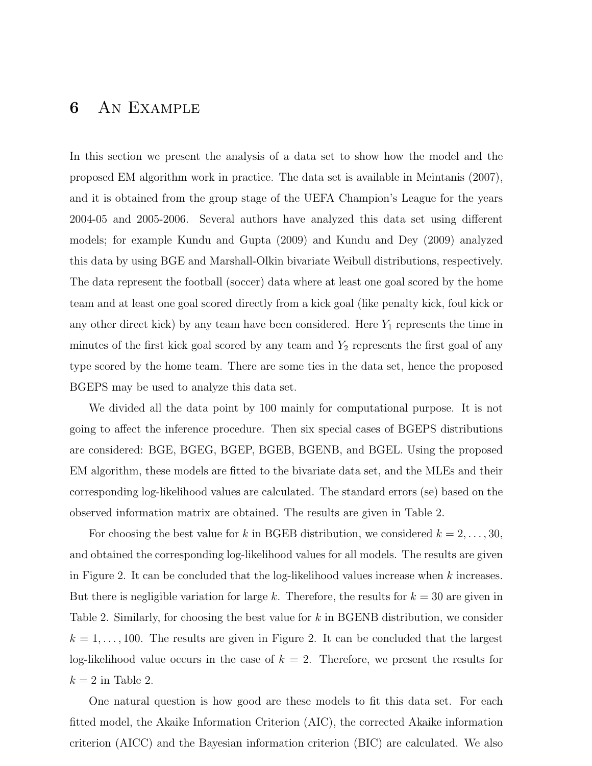# 6 An Example

In this section we present the analysis of a data set to show how the model and the proposed EM algorithm work in practice. The data set is available in Meintanis (2007), and it is obtained from the group stage of the UEFA Champion's League for the years 2004-05 and 2005-2006. Several authors have analyzed this data set using different models; for example Kundu and Gupta (2009) and Kundu and Dey (2009) analyzed this data by using BGE and Marshall-Olkin bivariate Weibull distributions, respectively. The data represent the football (soccer) data where at least one goal scored by the home team and at least one goal scored directly from a kick goal (like penalty kick, foul kick or any other direct kick) by any team have been considered. Here $Y_1$ represents the time in minutes of the first kick goal scored by any team and $Y_2$ represents the first goal of any type scored by the home team. There are some ties in the data set, hence the proposed BGEPS may be used to analyze this data set.

We divided all the data point by 100 mainly for computational purpose. It is not going to affect the inference procedure. Then six special cases of BGEPS distributions are considered: BGE, BGEG, BGEP, BGEB, BGENB, and BGEL. Using the proposed EM algorithm, these models are fitted to the bivariate data set, and the MLEs and their corresponding log-likelihood values are calculated. The standard errors (se) based on the observed information matrix are obtained. The results are given in Table 2.

For choosing the best value for $k$ in BGEB distribution, we considered $k = 2, \ldots, 30$, and obtained the corresponding log-likelihood values for all models. The results are given in Figure 2. It can be concluded that the log-likelihood values increase when $k$ increases. But there is negligible variation for large $k$. Therefore, the results for $k = 30$ are given in Table 2. Similarly, for choosing the best value for $k$ in BGENB distribution, we consider $k = 1, \ldots, 100$. The results are given in Figure 2. It can be concluded that the largest log-likelihood value occurs in the case of $k = 2$. Therefore, we present the results for $k = 2$ in Table 2.

One natural question is how good are these models to fit this data set. For each fitted model, the Akaike Information Criterion (AIC), the corrected Akaike information criterion (AICC) and the Bayesian information criterion (BIC) are calculated. We also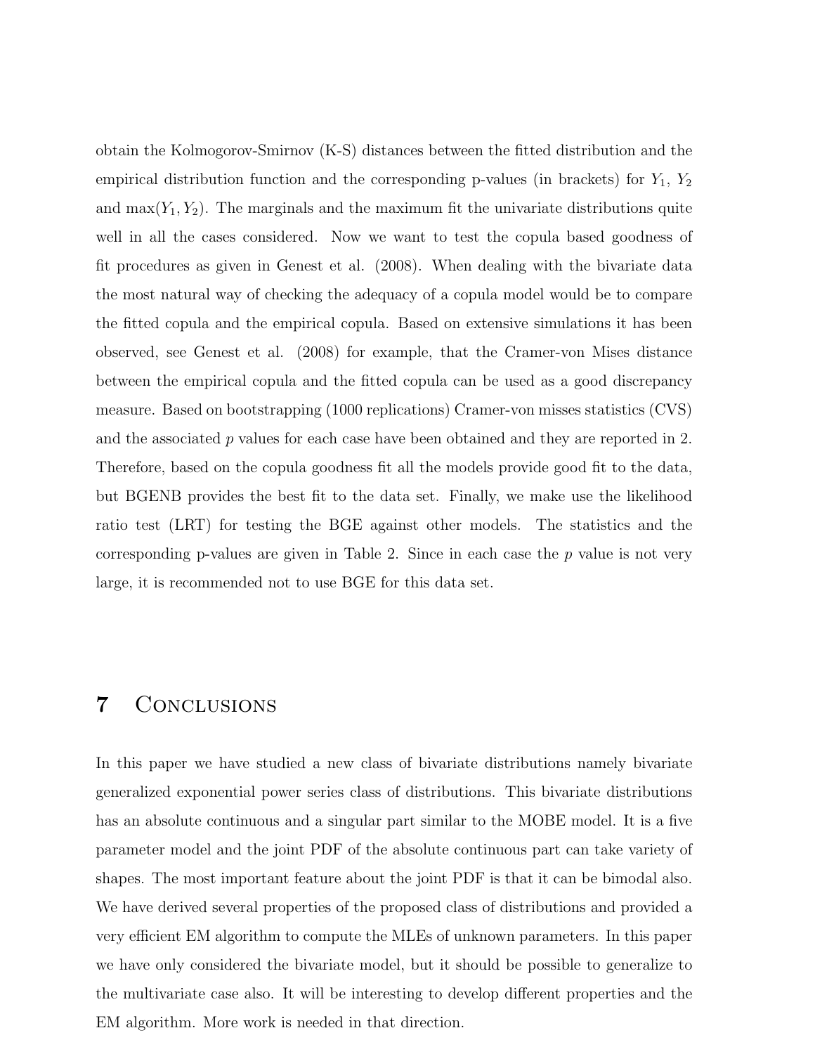obtain the Kolmogorov-Smirnov (K-S) distances between the fitted distribution and the empirical distribution function and the corresponding p-values (in brackets) for $Y_1$, $Y_2$ and $\max(Y_1, Y_2)$. The marginals and the maximum fit the univariate distributions quite well in all the cases considered. Now we want to test the copula based goodness of fit procedures as given in Genest et al. (2008). When dealing with the bivariate data the most natural way of checking the adequacy of a copula model would be to compare the fitted copula and the empirical copula. Based on extensive simulations it has been observed, see Genest et al. (2008) for example, that the Cramer-von Mises distance between the empirical copula and the fitted copula can be used as a good discrepancy measure. Based on bootstrapping (1000 replications) Cramer-von misses statistics (CVS) and the associated $p$ values for each case have been obtained and they are reported in 2. Therefore, based on the copula goodness fit all the models provide good fit to the data, but BGENB provides the best fit to the data set. Finally, we make use the likelihood ratio test (LRT) for testing the BGE against other models. The statistics and the corresponding p-values are given in Table 2. Since in each case the $p$ value is not very large, it is recommended not to use BGE for this data set.

# 7 Conclusions

In this paper we have studied a new class of bivariate distributions namely bivariate generalized exponential power series class of distributions. This bivariate distributions has an absolute continuous and a singular part similar to the MOBE model. It is a five parameter model and the joint PDF of the absolute continuous part can take variety of shapes. The most important feature about the joint PDF is that it can be bimodal also. We have derived several properties of the proposed class of distributions and provided a very efficient EM algorithm to compute the MLEs of unknown parameters. In this paper we have only considered the bivariate model, but it should be possible to generalize to the multivariate case also. It will be interesting to develop different properties and the EM algorithm. More work is needed in that direction.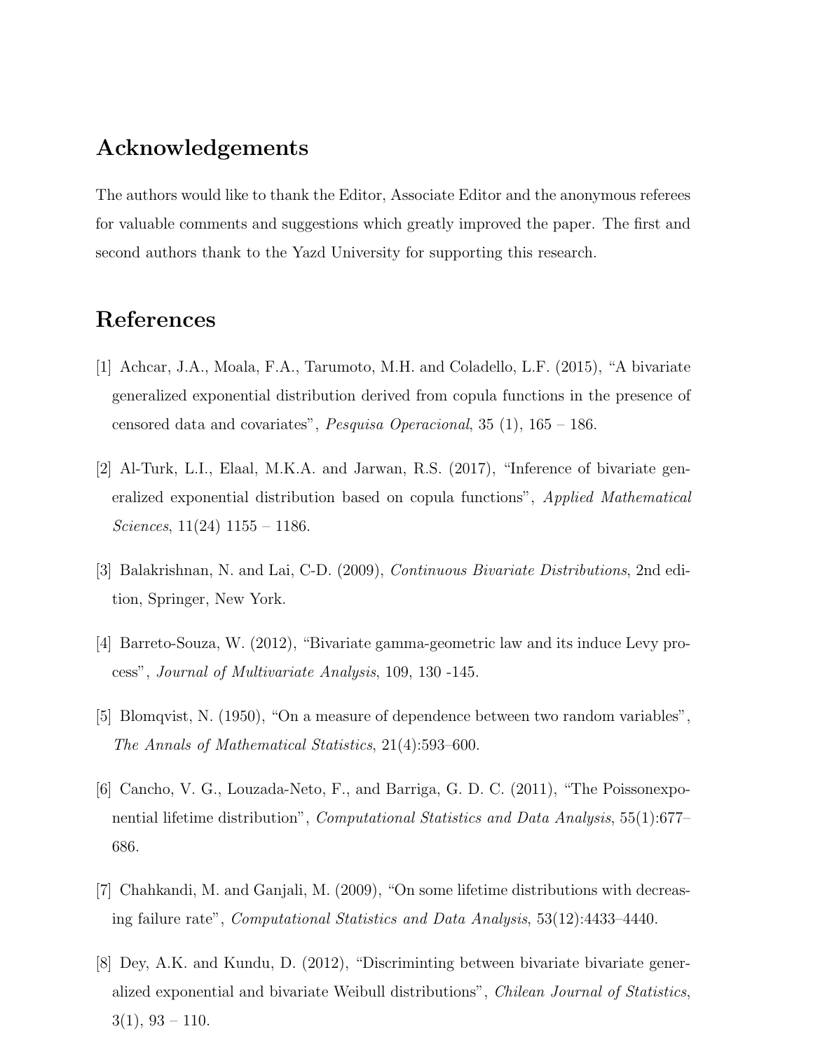## Acknowledgements

The authors would like to thank the Editor, Associate Editor and the anonymous referees for valuable comments and suggestions which greatly improved the paper. The first and second authors thank to the Yazd University for supporting this research.

## References

[1] Achcar, J.A., Moala, F.A., Tarumoto, M.H. and Coladello, L.F. (2015), "A bivariate generalized exponential distribution derived from copula functions in the presence of censored data and covariates", *Pesquisa Operacional*, 35 (1), 165 – 186.

[2] Al-Turk, L.I., Elaal, M.K.A. and Jarwan, R.S. (2017), "Inference of bivariate generalized exponential distribution based on copula functions", *Applied Mathematical Sciences*, 11(24) 1155 – 1186.

[3] Balakrishnan, N. and Lai, C-D. (2009), *Continuous Bivariate Distributions*, 2nd edition, Springer, New York.

[4] Barreto-Souza, W. (2012), "Bivariate gamma-geometric law and its induce Levy process", *Journal of Multivariate Analysis*, 109, 130 -145.

[5] Blomqvist, N. (1950), "On a measure of dependence between two random variables", *The Annals of Mathematical Statistics*, 21(4):593–600.

[6] Cancho, V. G., Louzada-Neto, F., and Barriga, G. D. C. (2011), "The Poissonexponential lifetime distribution", *Computational Statistics and Data Analysis*, 55(1):677–686.

[7] Chahkandi, M. and Ganjali, M. (2009), "On some lifetime distributions with decreasing failure rate", *Computational Statistics and Data Analysis*, 53(12):4433–4440.

[8] Dey, A.K. and Kundu, D. (2012), "Discriminting between bivariate bivariate generalized exponential and bivariate Weibull distributions", *Chilean Journal of Statistics*, 3(1), 93 – 110.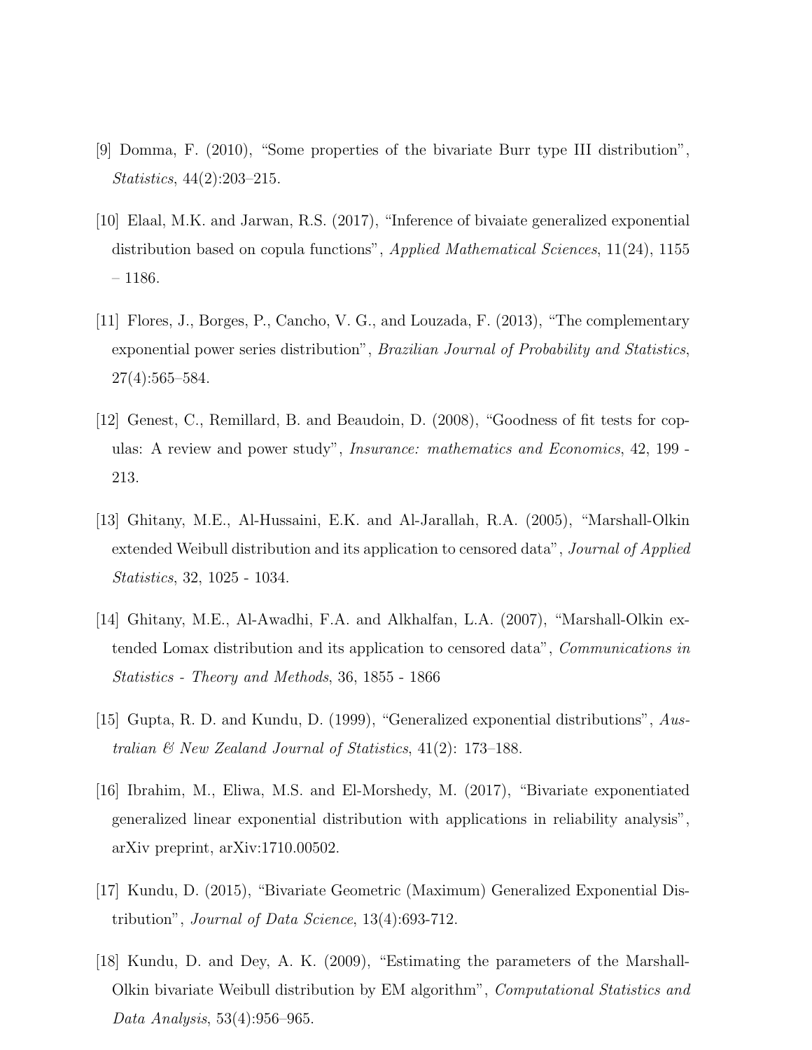[9] Domma, F. (2010), “Some properties of the bivariate Burr type III distribution”, *Statistics*, 44(2):203–215.

[10] Elaal, M.K. and Jarwan, R.S. (2017), “Inference of bivaiate generalized exponential distribution based on copula functions”, *Applied Mathematical Sciences*, 11(24), 1155 – 1186.

[11] Flores, J., Borges, P., Cancho, V. G., and Louzada, F. (2013), “The complementary exponential power series distribution”, *Brazilian Journal of Probability and Statistics*, 27(4):565–584.

[12] Genest, C., Remillard, B. and Beaudoin, D. (2008), “Goodness of fit tests for copulas: A review and power study”, *Insurance: mathematics and Economics*, 42, 199 - 213.

[13] Ghitany, M.E., Al-Hussaini, E.K. and Al-Jarallah, R.A. (2005), “Marshall-Olkin extended Weibull distribution and its application to censored data”, *Journal of Applied Statistics*, 32, 1025 - 1034.

[14] Ghitany, M.E., Al-Awadhi, F.A. and Alkhalfan, L.A. (2007), “Marshall-Olkin extended Lomax distribution and its application to censored data”, *Communications in Statistics - Theory and Methods*, 36, 1855 - 1866

[15] Gupta, R. D. and Kundu, D. (1999), “Generalized exponential distributions”, *Australian & New Zealand Journal of Statistics*, 41(2): 173–188.

[16] Ibrahim, M., Eliwa, M.S. and El-Morshedy, M. (2017), “Bivariate exponentiated generalized linear exponential distribution with applications in reliability analysis”, arXiv preprint, arXiv:1710.00502.

[17] Kundu, D. (2015), “Bivariate Geometric (Maximum) Generalized Exponential Distribution”, *Journal of Data Science*, 13(4):693-712.

[18] Kundu, D. and Dey, A. K. (2009), “Estimating the parameters of the Marshall-Olkin bivariate Weibull distribution by EM algorithm”, *Computational Statistics and Data Analysis*, 53(4):956–965.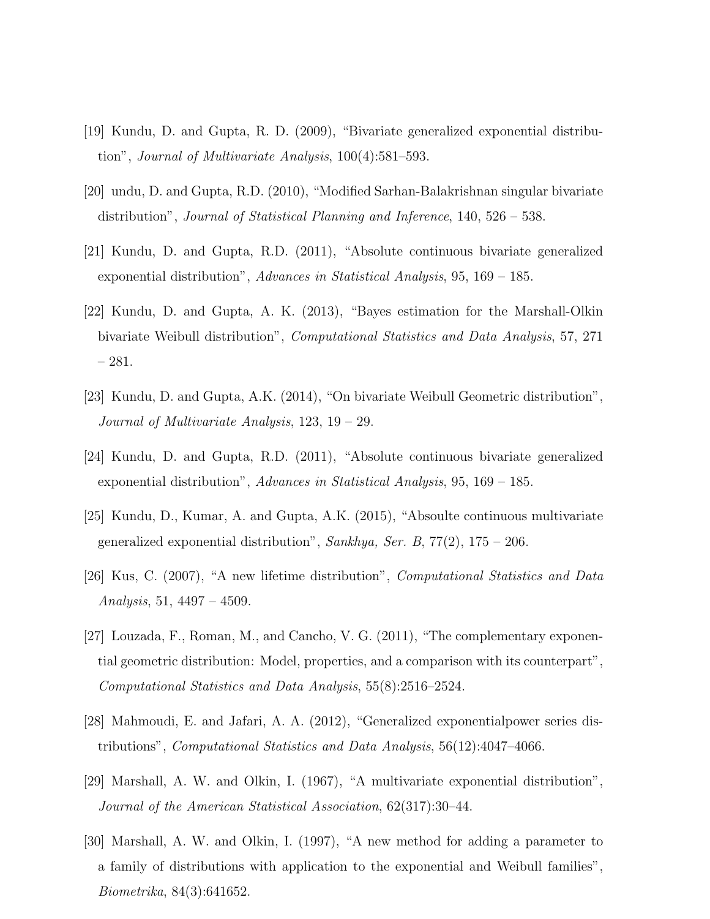[19] Kundu, D. and Gupta, R. D. (2009), "Bivariate generalized exponential distribution", *Journal of Multivariate Analysis*, 100(4):581–593.

[20] undu, D. and Gupta, R.D. (2010), "Modified Sarhan-Balakrishnan singular bivariate distribution", *Journal of Statistical Planning and Inference*, 140, 526 – 538.

[21] Kundu, D. and Gupta, R.D. (2011), "Absolute continuous bivariate generalized exponential distribution", *Advances in Statistical Analysis*, 95, 169 – 185.

[22] Kundu, D. and Gupta, A. K. (2013), "Bayes estimation for the Marshall-Olkin bivariate Weibull distribution", *Computational Statistics and Data Analysis*, 57, 271 – 281.

[23] Kundu, D. and Gupta, A.K. (2014), "On bivariate Weibull Geometric distribution", *Journal of Multivariate Analysis*, 123, 19 – 29.

[24] Kundu, D. and Gupta, R.D. (2011), "Absolute continuous bivariate generalized exponential distribution", *Advances in Statistical Analysis*, 95, 169 – 185.

[25] Kundu, D., Kumar, A. and Gupta, A.K. (2015), "Absoulte continuous multivariate generalized exponential distribution", *Sankhya, Ser. B*, 77(2), 175 – 206.

[26] Kus, C. (2007), "A new lifetime distribution", *Computational Statistics and Data Analysis*, 51, 4497 – 4509.

[27] Louzada, F., Roman, M., and Cancho, V. G. (2011), "The complementary exponential geometric distribution: Model, properties, and a comparison with its counterpart", *Computational Statistics and Data Analysis*, 55(8):2516–2524.

[28] Mahmoudi, E. and Jafari, A. A. (2012), "Generalized exponentialpower series distributions", *Computational Statistics and Data Analysis*, 56(12):4047–4066.

[29] Marshall, A. W. and Olkin, I. (1967), "A multivariate exponential distribution", *Journal of the American Statistical Association*, 62(317):30–44.

[30] Marshall, A. W. and Olkin, I. (1997), "A new method for adding a parameter to a family of distributions with application to the exponential and Weibull families", *Biometrika*, 84(3):641652.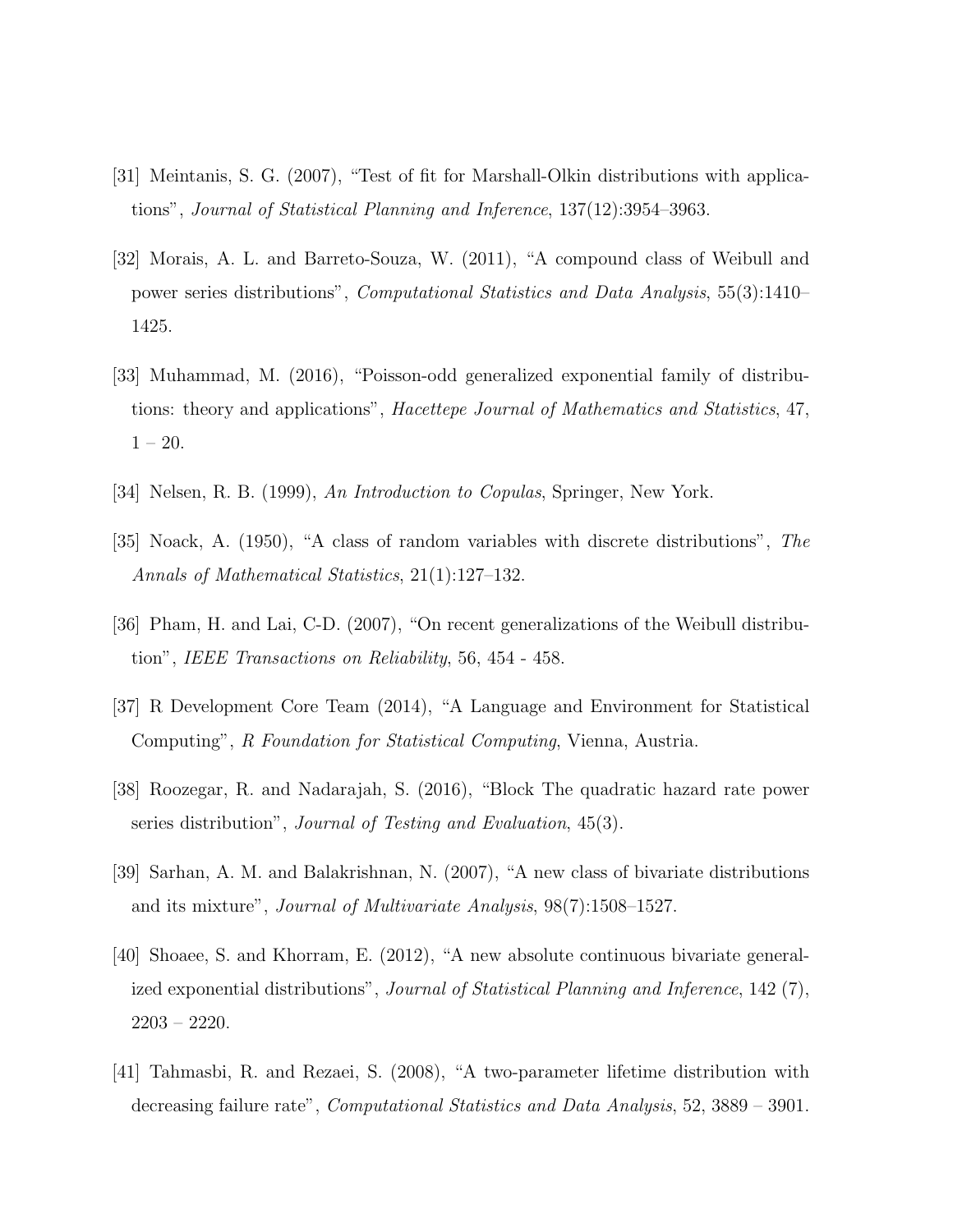[31] Meintanis, S. G. (2007), "Test of fit for Marshall-Olkin distributions with applications", *Journal of Statistical Planning and Inference*, 137(12):3954–3963.

[32] Morais, A. L. and Barreto-Souza, W. (2011), "A compound class of Weibull and power series distributions", *Computational Statistics and Data Analysis*, 55(3):1410–1425.

[33] Muhammad, M. (2016), "Poisson-odd generalized exponential family of distributions: theory and applications", *Hacettepe Journal of Mathematics and Statistics*, 47, 1 – 20.

[34] Nelsen, R. B. (1999), *An Introduction to Copulas*, Springer, New York.

[35] Noack, A. (1950), "A class of random variables with discrete distributions", *The Annals of Mathematical Statistics*, 21(1):127–132.

[36] Pham, H. and Lai, C-D. (2007), "On recent generalizations of the Weibull distribution", *IEEE Transactions on Reliability*, 56, 454 - 458.

[37] R Development Core Team (2014), "A Language and Environment for Statistical Computing", *R Foundation for Statistical Computing*, Vienna, Austria.

[38] Roozegar, R. and Nadarajah, S. (2016), "Block The quadratic hazard rate power series distribution", *Journal of Testing and Evaluation*, 45(3).

[39] Sarhan, A. M. and Balakrishnan, N. (2007), "A new class of bivariate distributions and its mixture", *Journal of Multivariate Analysis*, 98(7):1508–1527.

[40] Shoaee, S. and Khorram, E. (2012), "A new absolute continuous bivariate generalized exponential distributions", *Journal of Statistical Planning and Inference*, 142 (7), 2203 – 2220.

[41] Tahmasbi, R. and Rezaei, S. (2008), "A two-parameter lifetime distribution with decreasing failure rate", *Computational Statistics and Data Analysis*, 52, 3889 – 3901.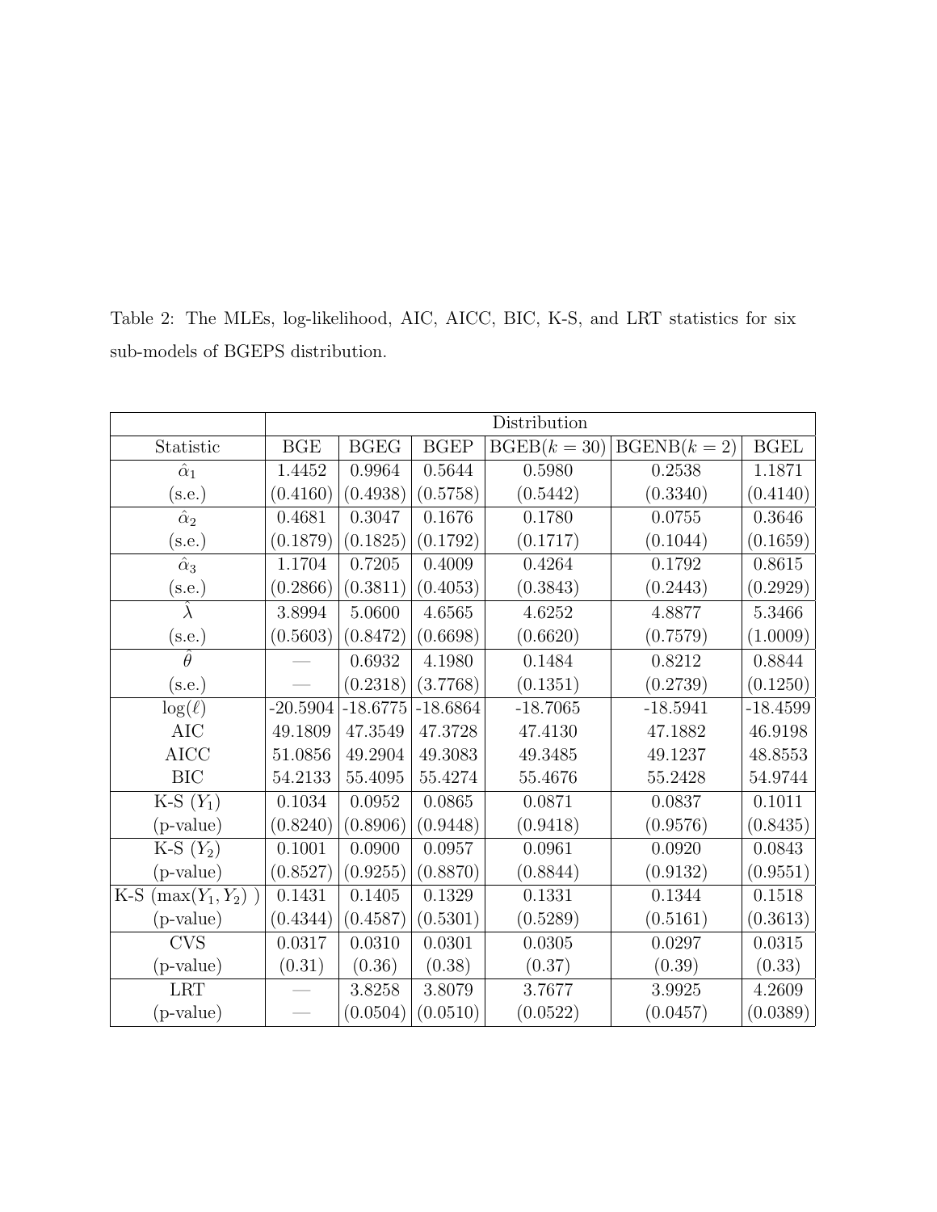Table 2: The MLEs, log-likelihood, AIC, AICC, BIC, K-S, and LRT statistics for six sub-models of BGEPS distribution.

| | Distribution | | | | | |
|---|---|---|---|---|---|---|
| Statistic | BGE | BGEG | BGEP | BGEB($k=30$) | BGENB($k=2$) | BGEL |
| $\hat{\alpha}_1$ | 1.4452 | 0.9964 | 0.5644 | 0.5980 | 0.2538 | 1.1871 |
| (s.e.) | (0.4160) | (0.4938) | (0.5758) | (0.5442) | (0.3340) | (0.4140) |
| $\hat{\alpha}_2$ | 0.4681 | 0.3047 | 0.1676 | 0.1780 | 0.0755 | 0.3646 |
| (s.e.) | (0.1879) | (0.1825) | (0.1792) | (0.1717) | (0.1044) | (0.1659) |
| $\hat{\alpha}_3$ | 1.1704 | 0.7205 | 0.4009 | 0.4264 | 0.1792 | 0.8615 |
| (s.e.) | (0.2866) | (0.3811) | (0.4053) | (0.3843) | (0.2443) | (0.2929) |
| $\hat{\lambda}$ | 3.8994 | 5.0600 | 4.6565 | 4.6252 | 4.8877 | 5.3466 |
| (s.e.) | (0.5603) | (0.8472) | (0.6698) | (0.6620) | (0.7579) | (1.0009) |
| $\hat{\theta}$ | — | 0.6932 | 4.1980 | 0.1484 | 0.8212 | 0.8844 |
| (s.e.) | — | (0.2318) | (3.7768) | (0.1351) | (0.2739) | (0.1250) |
| $\log(\ell)$ | -20.5904 | -18.6775 | -18.6864 | -18.7065 | -18.5941 | -18.4599 |
| AIC | 49.1809 | 47.3549 | 47.3728 | 47.4130 | 47.1882 | 46.9198 |
| AICC | 51.0856 | 49.2904 | 49.3083 | 49.3485 | 49.1237 | 48.8553 |
| BIC | 54.2133 | 55.4095 | 55.4274 | 55.4676 | 55.2428 | 54.9744 |
| K-S ($Y_1$) | 0.1034 | 0.0952 | 0.0865 | 0.0871 | 0.0837 | 0.1011 |
| (p-value) | (0.8240) | (0.8906) | (0.9448) | (0.9418) | (0.9576) | (0.8435) |
| K-S ($Y_2$) | 0.1001 | 0.0900 | 0.0957 | 0.0961 | 0.0920 | 0.0843 |
| (p-value) | (0.8527) | (0.9255) | (0.8870) | (0.8844) | (0.9132) | (0.9551) |
| K-S ($\max(Y_1, Y_2)$) | 0.1431 | 0.1405 | 0.1329 | 0.1331 | 0.1344 | 0.1518 |
| (p-value) | (0.4344) | (0.4587) | (0.5301) | (0.5289) | (0.5161) | (0.3613) |
| CVS | 0.0317 | 0.0310 | 0.0301 | 0.0305 | 0.0297 | 0.0315 |
| (p-value) | (0.31) | (0.36) | (0.38) | (0.37) | (0.39) | (0.33) |
| LRT | — | 3.8258 | 3.8079 | 3.7677 | 3.9925 | 4.2609 |
| (p-value) | — | (0.0504) | (0.0510) | (0.0522) | (0.0457) | (0.0389) |